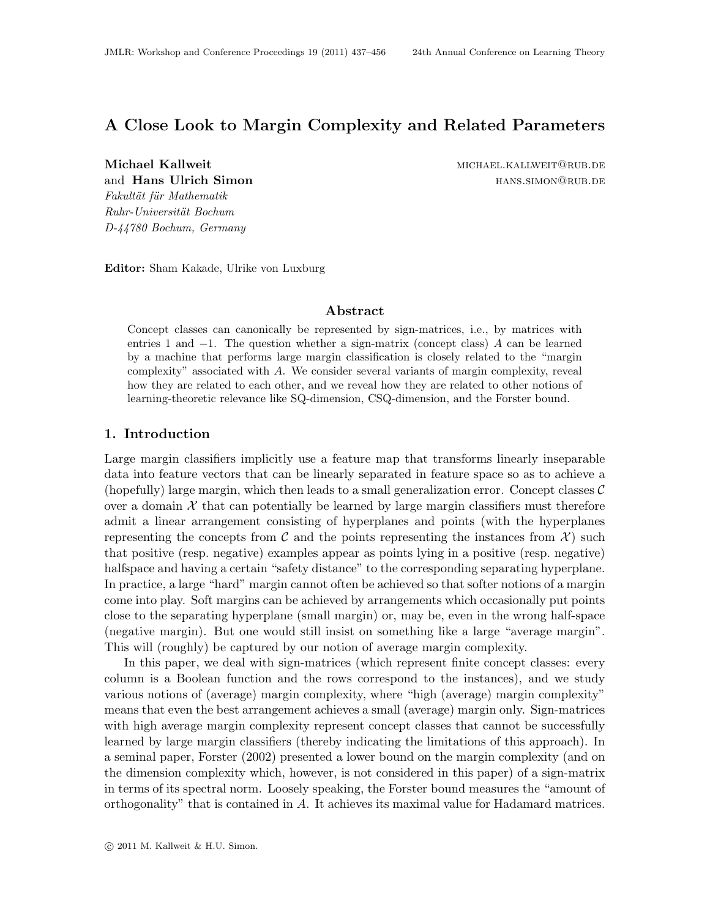# A Close Look to Margin Complexity and Related Parameters

**Michael Kallweit** MICHAEL.KALLWEIT@RUB.DE
and **Hans Ulrich Simon** HANS.SIMON@RUB.DE
*Fakultät für Mathematik*
*Ruhr-Universität Bochum*
*D-44780 Bochum, Germany*

**Editor:** Sham Kakade, Ulrike von Luxburg

## Abstract

Concept classes can canonically be represented by sign-matrices, i.e., by matrices with entries 1 and $-1$. The question whether a sign-matrix (concept class) $A$ can be learned by a machine that performs large margin classification is closely related to the "margin complexity" associated with $A$. We consider several variants of margin complexity, reveal how they are related to each other, and we reveal how they are related to other notions of learning-theoretic relevance like SQ-dimension, CSQ-dimension, and the Forster bound.

## 1. Introduction

Large margin classifiers implicitly use a feature map that transforms linearly inseparable data into feature vectors that can be linearly separated in feature space so as to achieve a (hopefully) large margin, which then leads to a small generalization error. Concept classes $\mathcal{C}$ over a domain $\mathcal{X}$ that can potentially be learned by large margin classifiers must therefore admit a linear arrangement consisting of hyperplanes and points (with the hyperplanes representing the concepts from $\mathcal{C}$ and the points representing the instances from $\mathcal{X}$) such that positive (resp. negative) examples appear as points lying in a positive (resp. negative) halfspace and having a certain "safety distance" to the corresponding separating hyperplane. In practice, a large "hard" margin cannot often be achieved so that softer notions of a margin come into play. Soft margins can be achieved by arrangements which occasionally put points close to the separating hyperplane (small margin) or, may be, even in the wrong half-space (negative margin). But one would still insist on something like a large "average margin". This will (roughly) be captured by our notion of average margin complexity.

In this paper, we deal with sign-matrices (which represent finite concept classes: every column is a Boolean function and the rows correspond to the instances), and we study various notions of (average) margin complexity, where "high (average) margin complexity" means that even the best arrangement achieves a small (average) margin only. Sign-matrices with high average margin complexity represent concept classes that cannot be successfully learned by large margin classifiers (thereby indicating the limitations of this approach). In a seminal paper, Forster (2002) presented a lower bound on the margin complexity (and on the dimension complexity which, however, is not considered in this paper) of a sign-matrix in terms of its spectral norm. Loosely speaking, the Forster bound measures the "amount of orthogonality" that is contained in $A$. It achieves its maximal value for Hadamard matrices.

© 2011 M. Kallweit & H.U. Simon.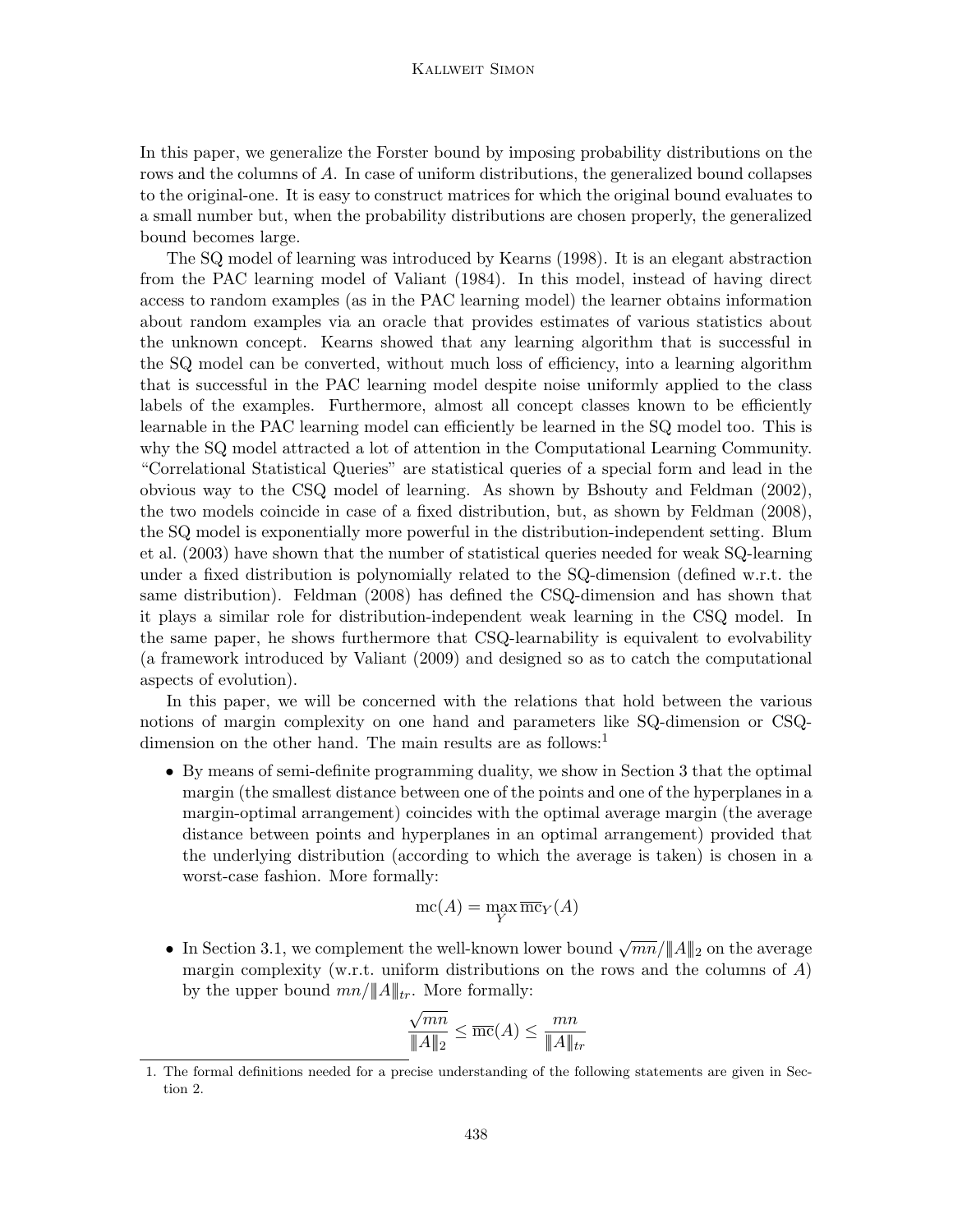In this paper, we generalize the Forster bound by imposing probability distributions on the rows and the columns of $A$. In case of uniform distributions, the generalized bound collapses to the original-one. It is easy to construct matrices for which the original bound evaluates to a small number but, when the probability distributions are chosen properly, the generalized bound becomes large.

The SQ model of learning was introduced by Kearns (1998). It is an elegant abstraction from the PAC learning model of Valiant (1984). In this model, instead of having direct access to random examples (as in the PAC learning model) the learner obtains information about random examples via an oracle that provides estimates of various statistics about the unknown concept. Kearns showed that any learning algorithm that is successful in the SQ model can be converted, without much loss of efficiency, into a learning algorithm that is successful in the PAC learning model despite noise uniformly applied to the class labels of the examples. Furthermore, almost all concept classes known to be efficiently learnable in the PAC learning model can efficiently be learned in the SQ model too. This is why the SQ model attracted a lot of attention in the Computational Learning Community. "Correlational Statistical Queries" are statistical queries of a special form and lead in the obvious way to the CSQ model of learning. As shown by Bshouty and Feldman (2002), the two models coincide in case of a fixed distribution, but, as shown by Feldman (2008), the SQ model is exponentially more powerful in the distribution-independent setting. Blum et al. (2003) have shown that the number of statistical queries needed for weak SQ-learning under a fixed distribution is polynomially related to the SQ-dimension (defined w.r.t. the same distribution). Feldman (2008) has defined the CSQ-dimension and has shown that it plays a similar role for distribution-independent weak learning in the CSQ model. In the same paper, he shows furthermore that CSQ-learnability is equivalent to evolvability (a framework introduced by Valiant (2009) and designed so as to catch the computational aspects of evolution).

In this paper, we will be concerned with the relations that hold between the various notions of margin complexity on one hand and parameters like SQ-dimension or CSQ-dimension on the other hand. The main results are as follows:[1]

- By means of semi-definite programming duality, we show in Section 3 that the optimal margin (the smallest distance between one of the points and one of the hyperplanes in a margin-optimal arrangement) coincides with the optimal average margin (the average distance between points and hyperplanes in an optimal arrangement) provided that the underlying distribution (according to which the average is taken) is chosen in a worst-case fashion. More formally:

$$\mathrm{mc}(A) = \max_{Y} \overline{\mathrm{mc}}_Y(A)$$

- In Section 3.1, we complement the well-known lower bound $\sqrt{mn}/\|A\|_2$ on the average margin complexity (w.r.t. uniform distributions on the rows and the columns of $A$) by the upper bound $mn/\|A\|_{tr}$. More formally:

$$\frac{\sqrt{mn}}{\|A\|_2} \leq \overline{\mathrm{mc}}(A) \leq \frac{mn}{\|A\|_{tr}}$$

1. The formal definitions needed for a precise understanding of the following statements are given in Section 2.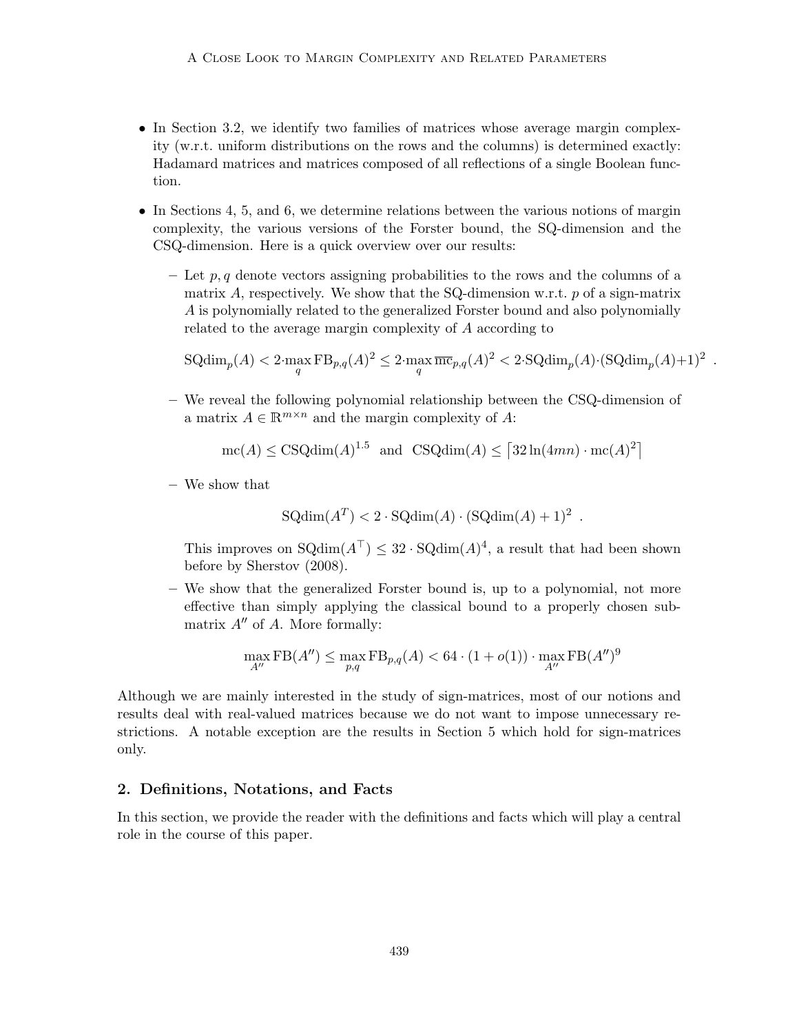- In Section 3.2, we identify two families of matrices whose average margin complexity (w.r.t. uniform distributions on the rows and the columns) is determined exactly: Hadamard matrices and matrices composed of all reflections of a single Boolean function.
- In Sections 4, 5, and 6, we determine relations between the various notions of margin complexity, the various versions of the Forster bound, the SQ-dimension and the CSQ-dimension. Here is a quick overview over our results:
  - Let $p, q$ denote vectors assigning probabilities to the rows and the columns of a matrix $A$, respectively. We show that the SQ-dimension w.r.t. $p$ of a sign-matrix $A$ is polynomially related to the generalized Forster bound and also polynomially related to the average margin complexity of $A$ according to

    $$\mathrm{SQdim}_p(A) < 2 \cdot \max_q \mathrm{FB}_{p,q}(A)^2 \leq 2 \cdot \max_q \overline{\mathrm{mc}}_{p,q}(A)^2 < 2 \cdot \mathrm{SQdim}_p(A) \cdot (\mathrm{SQdim}_p(A)+1)^2 \enspace .$$

  - We reveal the following polynomial relationship between the CSQ-dimension of a matrix $A \in \mathbb{R}^{m \times n}$ and the margin complexity of $A$:

    $$\mathrm{mc}(A) \leq \mathrm{CSQdim}(A)^{1.5} \quad \text{and} \quad \mathrm{CSQdim}(A) \leq \left\lceil 32 \ln(4mn) \cdot \mathrm{mc}(A)^2 \right\rceil$$

  - We show that

    $$\mathrm{SQdim}(A^T) < 2 \cdot \mathrm{SQdim}(A) \cdot (\mathrm{SQdim}(A) + 1)^2 \enspace .$$

    This improves on $\mathrm{SQdim}(A^\top) \leq 32 \cdot \mathrm{SQdim}(A)^4$, a result that had been shown before by Sherstov (2008).
  - We show that the generalized Forster bound is, up to a polynomial, not more effective than simply applying the classical bound to a properly chosen submatrix $A''$ of $A$. More formally:

    $$\max_{A''} \mathrm{FB}(A'') \leq \max_{p,q} \mathrm{FB}_{p,q}(A) < 64 \cdot (1 + o(1)) \cdot \max_{A''} \mathrm{FB}(A'')^9$$

Although we are mainly interested in the study of sign-matrices, most of our notions and results deal with real-valued matrices because we do not want to impose unnecessary restrictions. A notable exception are the results in Section 5 which hold for sign-matrices only.

## 2. Definitions, Notations, and Facts

In this section, we provide the reader with the definitions and facts which will play a central role in the course of this paper.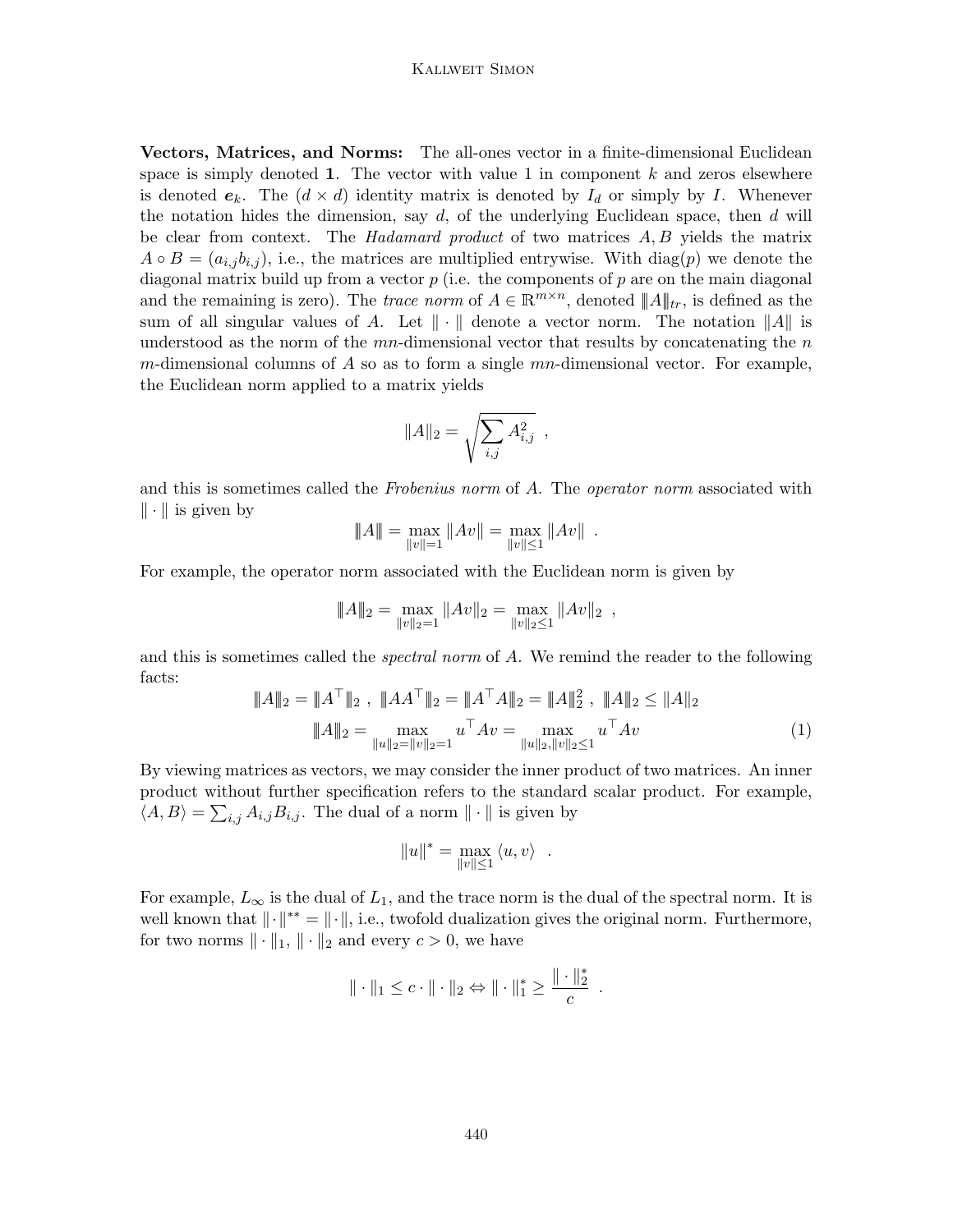**Vectors, Matrices, and Norms:** The all-ones vector in a finite-dimensional Euclidean space is simply denoted $\mathbf{1}$. The vector with value 1 in component $k$ and zeros elsewhere is denoted $\boldsymbol{e}_k$. The $(d \times d)$ identity matrix is denoted by $I_d$ or simply by $I$. Whenever the notation hides the dimension, say $d$, of the underlying Euclidean space, then $d$ will be clear from context. The *Hadamard product* of two matrices $A, B$ yields the matrix $A \circ B = (a_{i,j} b_{i,j})$, i.e., the matrices are multiplied entrywise. With $\mathrm{diag}(p)$ we denote the diagonal matrix build up from a vector $p$ (i.e. the components of $p$ are on the main diagonal and the remaining is zero). The *trace norm* of $A \in \mathbb{R}^{m \times n}$, denoted $\|\!|A|\!\|_{tr}$, is defined as the sum of all singular values of $A$. Let $\|\cdot\|$ denote a vector norm. The notation $\|A\|$ is understood as the norm of the $mn$-dimensional vector that results by concatenating the $n$ $m$-dimensional columns of $A$ so as to form a single $mn$-dimensional vector. For example, the Euclidean norm applied to a matrix yields

$$\|A\|_2 = \sqrt{\sum_{i,j} A_{i,j}^2} \ ,$$

and this is sometimes called the *Frobenius norm* of $A$. The *operator norm* associated with $\|\cdot\|$ is given by

$$\|\!|A|\!\| = \max_{\|v\|=1} \|Av\| = \max_{\|v\| \leq 1} \|Av\| \ .$$

For example, the operator norm associated with the Euclidean norm is given by

$$\|\!|A|\!\|_2 = \max_{\|v\|_2=1} \|Av\|_2 = \max_{\|v\|_2 \leq 1} \|Av\|_2 \ ,$$

and this is sometimes called the *spectral norm* of $A$. We remind the reader to the following facts:

$$\|\!|A|\!\|_2 = \|\!|A^\top|\!\|_2 \ , \ \|\!|AA^\top|\!\|_2 = \|\!|A^\top A|\!\|_2 = \|\!|A|\!\|_2^2 \ , \ \|\!|A|\!\|_2 \leq \|A\|_2$$

$$\|\!|A|\!\|_2 = \max_{\|u\|_2 = \|v\|_2 = 1} u^\top A v = \max_{\|u\|_2, \|v\|_2 \leq 1} u^\top A v \tag{1}$$

By viewing matrices as vectors, we may consider the inner product of two matrices. An inner product without further specification refers to the standard scalar product. For example, $\langle A, B \rangle = \sum_{i,j} A_{i,j} B_{i,j}$. The dual of a norm $\|\cdot\|$ is given by

$$\|u\|^* = \max_{\|v\| \leq 1} \langle u, v \rangle \ .$$

For example, $L_\infty$ is the dual of $L_1$, and the trace norm is the dual of the spectral norm. It is well known that $\|\cdot\|^{**} = \|\cdot\|$, i.e., twofold dualization gives the original norm. Furthermore, for two norms $\|\cdot\|_1$, $\|\cdot\|_2$ and every $c > 0$, we have

$$\|\cdot\|_1 \leq c \cdot \|\cdot\|_2 \Leftrightarrow \|\cdot\|_1^* \geq \frac{\|\cdot\|_2^*}{c} \ .$$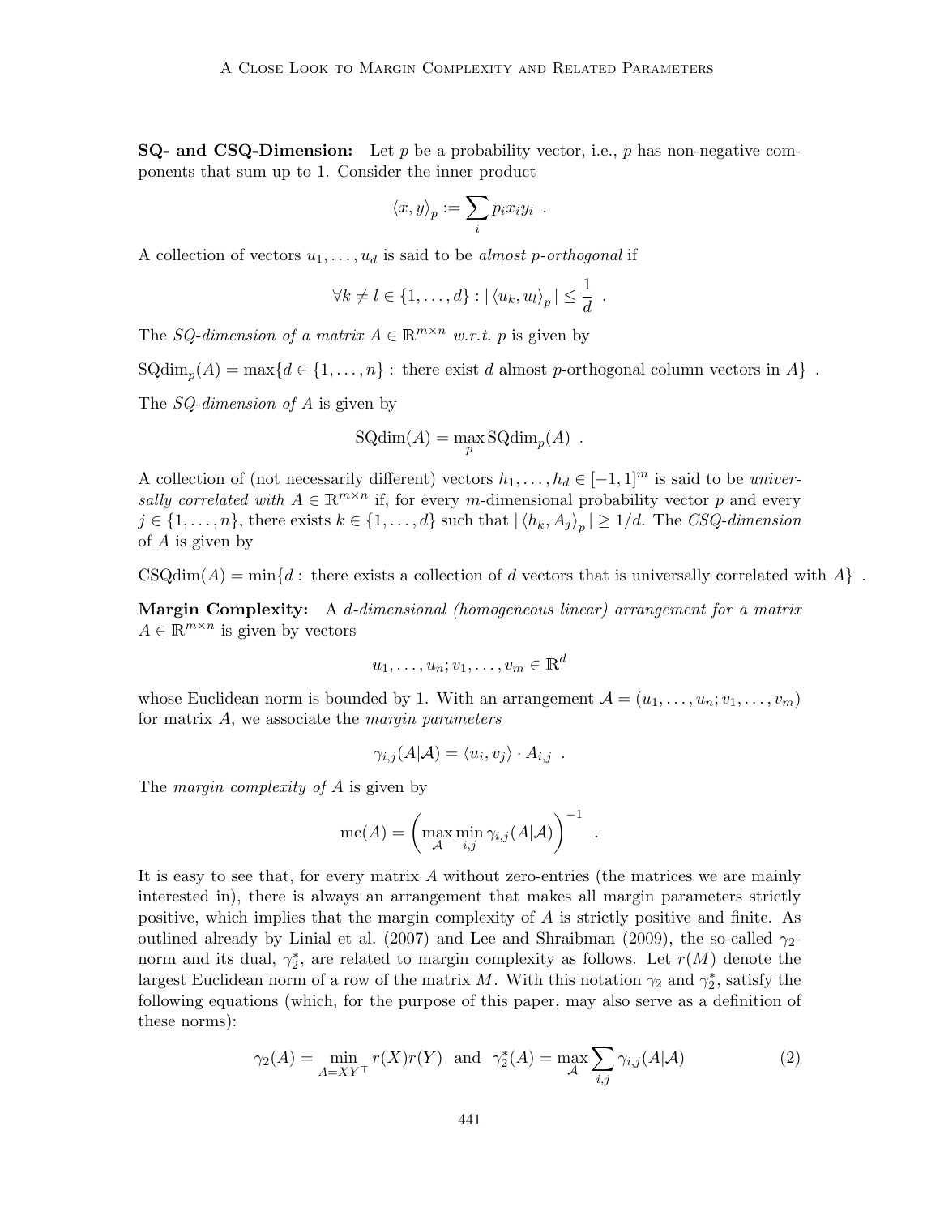**SQ- and CSQ-Dimension:** Let $p$ be a probability vector, i.e., $p$ has non-negative components that sum up to 1. Consider the inner product

$$\langle x, y \rangle_p := \sum_i p_i x_i y_i \ .$$

A collection of vectors $u_1, \ldots, u_d$ is said to be *almost p-orthogonal* if

$$\forall k \neq l \in \{1, \ldots, d\} : |\langle u_k, u_l \rangle_p| \leq \frac{1}{d} \ .$$

The *SQ-dimension of a matrix* $A \in \mathbb{R}^{m \times n}$ *w.r.t.* $p$ is given by

$$\mathrm{SQdim}_p(A) = \max\{d \in \{1, \ldots, n\} : \text{there exist } d \text{ almost } p\text{-orthogonal column vectors in } A\} \ .$$

The *SQ-dimension of* $A$ is given by

$$\mathrm{SQdim}(A) = \max_p \mathrm{SQdim}_p(A) \ .$$

A collection of (not necessarily different) vectors $h_1, \ldots, h_d \in [-1, 1]^m$ is said to be *universally correlated with* $A \in \mathbb{R}^{m \times n}$ if, for every $m$-dimensional probability vector $p$ and every $j \in \{1, \ldots, n\}$, there exists $k \in \{1, \ldots, d\}$ such that $|\langle h_k, A_j \rangle_p| \geq 1/d$. The *CSQ-dimension* of $A$ is given by

$$\mathrm{CSQdim}(A) = \min\{d : \text{there exists a collection of } d \text{ vectors that is universally correlated with } A\} \ .$$

**Margin Complexity:** A *d-dimensional (homogeneous linear) arrangement for a matrix* $A \in \mathbb{R}^{m \times n}$ is given by vectors

$$u_1, \ldots, u_n; v_1, \ldots, v_m \in \mathbb{R}^d$$

whose Euclidean norm is bounded by 1. With an arrangement $\mathcal{A} = (u_1, \ldots, u_n; v_1, \ldots, v_m)$ for matrix $A$, we associate the *margin parameters*

$$\gamma_{i,j}(A|\mathcal{A}) = \langle u_i, v_j \rangle \cdot A_{i,j} \ .$$

The *margin complexity of* $A$ is given by

$$\mathrm{mc}(A) = \left( \max_{\mathcal{A}} \min_{i,j} \gamma_{i,j}(A|\mathcal{A}) \right)^{-1} \ .$$

It is easy to see that, for every matrix $A$ without zero-entries (the matrices we are mainly interested in), there is always an arrangement that makes all margin parameters strictly positive, which implies that the margin complexity of $A$ is strictly positive and finite. As outlined already by Linial et al. (2007) and Lee and Shraibman (2009), the so-called $\gamma_2$-norm and its dual, $\gamma_2^*$, are related to margin complexity as follows. Let $r(M)$ denote the largest Euclidean norm of a row of the matrix $M$. With this notation $\gamma_2$ and $\gamma_2^*$, satisfy the following equations (which, for the purpose of this paper, may also serve as a definition of these norms):

$$\gamma_2(A) = \min_{A = XY^\top} r(X) r(Y) \quad \text{and} \quad \gamma_2^*(A) = \max_{\mathcal{A}} \sum_{i,j} \gamma_{i,j}(A|\mathcal{A}) \tag{2}$$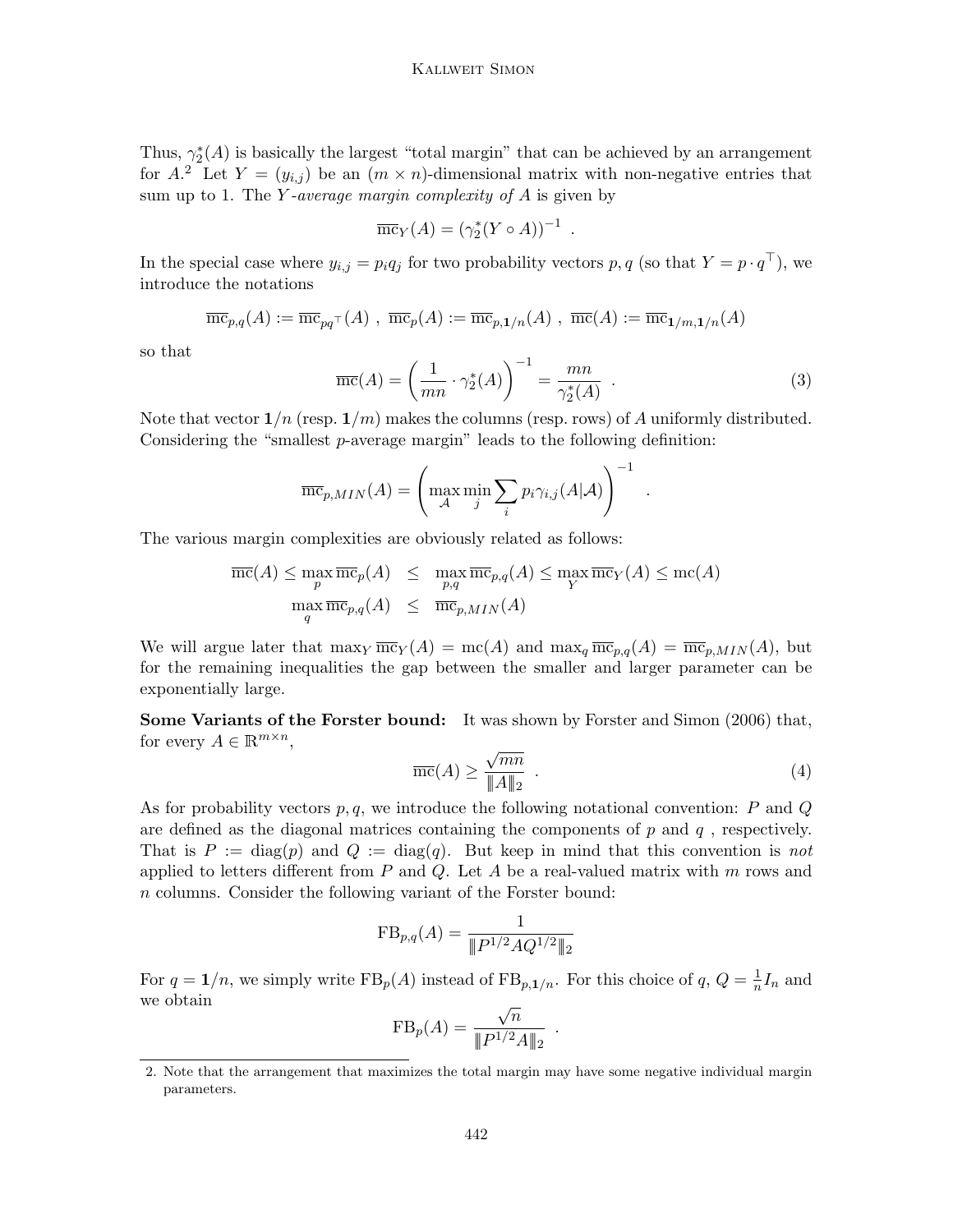Thus, $\gamma_2^*(A)$ is basically the largest "total margin" that can be achieved by an arrangement for $A$.[2] Let $Y = (y_{i,j})$ be an $(m \times n)$-dimensional matrix with non-negative entries that sum up to 1. The *$Y$-average margin complexity of $A$* is given by

$$\overline{\mathrm{mc}}_Y(A) = (\gamma_2^*(Y \circ A))^{-1} \enspace .$$

In the special case where $y_{i,j} = p_i q_j$ for two probability vectors $p, q$ (so that $Y = p \cdot q^\top$), we introduce the notations

$$\overline{\mathrm{mc}}_{p,q}(A) := \overline{\mathrm{mc}}_{pq^\top}(A) \ , \ \overline{\mathrm{mc}}_p(A) := \overline{\mathrm{mc}}_{p,\mathbf{1}/n}(A) \ , \ \overline{\mathrm{mc}}(A) := \overline{\mathrm{mc}}_{\mathbf{1}/m,\mathbf{1}/n}(A)$$

so that

$$\overline{\mathrm{mc}}(A) = \left(\frac{1}{mn} \cdot \gamma_2^*(A)\right)^{-1} = \frac{mn}{\gamma_2^*(A)} \enspace . \tag{3}$$

Note that vector $\mathbf{1}/n$ (resp. $\mathbf{1}/m$) makes the columns (resp. rows) of $A$ uniformly distributed. Considering the "smallest $p$-average margin" leads to the following definition:

$$\overline{\mathrm{mc}}_{p,MIN}(A) = \left(\max_{\mathcal{A}} \min_j \sum_i p_i \gamma_{i,j}(A|\mathcal{A})\right)^{-1} \enspace .$$

The various margin complexities are obviously related as follows:

$$\begin{array}{rcl} \overline{\mathrm{mc}}(A) \le \max_p \overline{\mathrm{mc}}_p(A) & \le & \max_{p,q} \overline{\mathrm{mc}}_{p,q}(A) \le \max_Y \overline{\mathrm{mc}}_Y(A) \le \mathrm{mc}(A) \\ \max_q \overline{\mathrm{mc}}_{p,q}(A) & \le & \overline{\mathrm{mc}}_{p,MIN}(A) \end{array}$$

We will argue later that $\max_Y \overline{\mathrm{mc}}_Y(A) = \mathrm{mc}(A)$ and $\max_q \overline{\mathrm{mc}}_{p,q}(A) = \overline{\mathrm{mc}}_{p,MIN}(A)$, but for the remaining inequalities the gap between the smaller and larger parameter can be exponentially large.

**Some Variants of the Forster bound:** It was shown by Forster and Simon (2006) that, for every $A \in \mathbb{R}^{m \times n}$,

$$\overline{\mathrm{mc}}(A) \ge \frac{\sqrt{mn}}{\|A\|_2} \enspace . \tag{4}$$

As for probability vectors $p, q$, we introduce the following notational convention: $P$ and $Q$ are defined as the diagonal matrices containing the components of $p$ and $q$ , respectively. That is $P := \mathrm{diag}(p)$ and $Q := \mathrm{diag}(q)$. But keep in mind that this convention is *not* applied to letters different from $P$ and $Q$. Let $A$ be a real-valued matrix with $m$ rows and $n$ columns. Consider the following variant of the Forster bound:

$$\mathrm{FB}_{p,q}(A) = \frac{1}{\|P^{1/2} A Q^{1/2}\|_2}$$

For $q = \mathbf{1}/n$, we simply write $\mathrm{FB}_p(A)$ instead of $\mathrm{FB}_{p,\mathbf{1}/n}$. For this choice of $q$, $Q = \frac{1}{n} I_n$ and we obtain

$$\mathrm{FB}_p(A) = \frac{\sqrt{n}}{\|P^{1/2} A\|_2} \enspace .$$

2. Note that the arrangement that maximizes the total margin may have some negative individual margin parameters.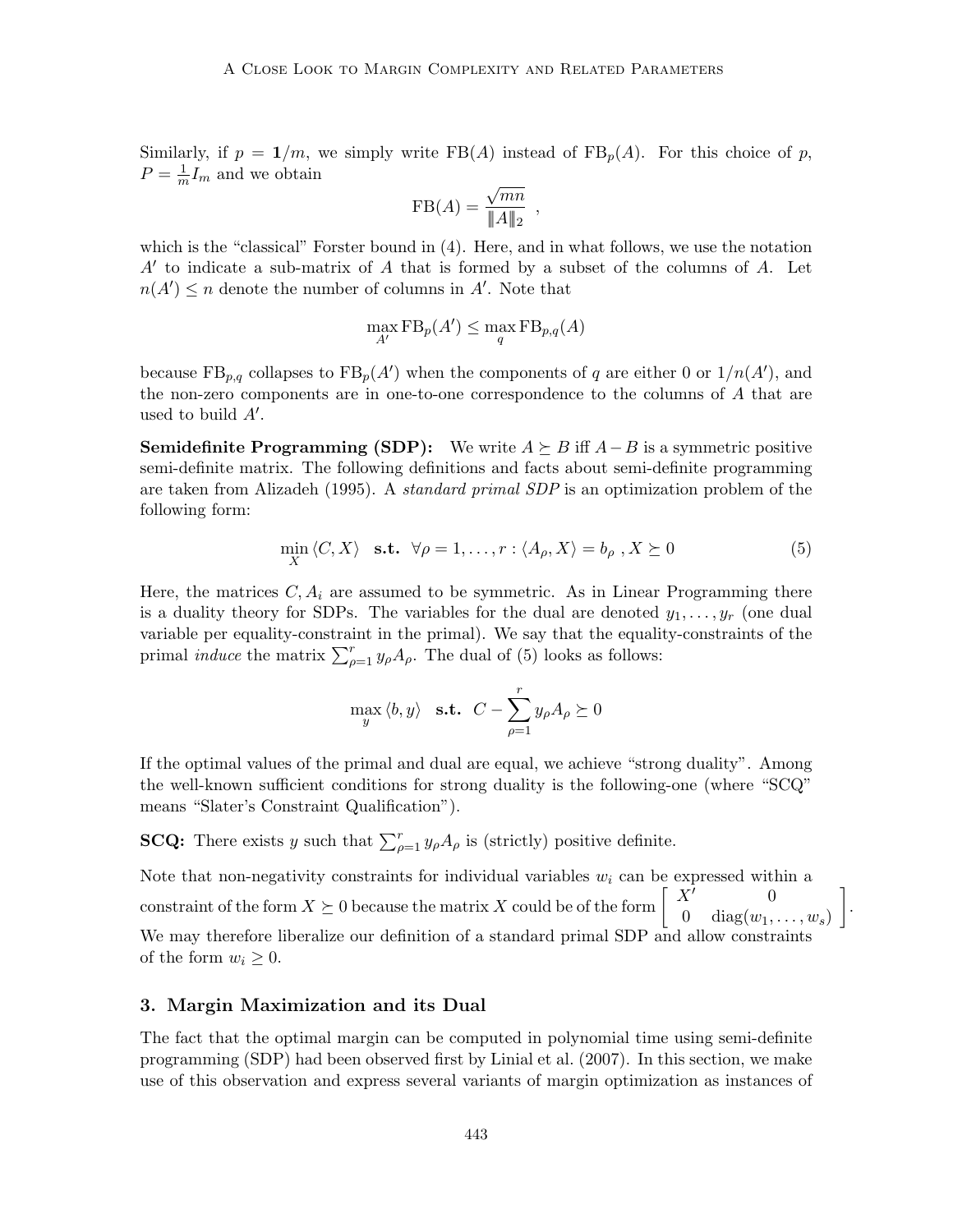Similarly, if $p = \mathbf{1}/m$, we simply write $\mathrm{FB}(A)$ instead of $\mathrm{FB}_p(A)$. For this choice of $p$, $P = \frac{1}{m} I_m$ and we obtain

$$\mathrm{FB}(A) = \frac{\sqrt{mn}}{\|A\|_2} \ ,$$

which is the "classical" Forster bound in (4). Here, and in what follows, we use the notation $A'$ to indicate a sub-matrix of $A$ that is formed by a subset of the columns of $A$. Let $n(A') \le n$ denote the number of columns in $A'$. Note that

$$\max_{A'} \mathrm{FB}_p(A') \le \max_q \mathrm{FB}_{p,q}(A)$$

because $\mathrm{FB}_{p,q}$ collapses to $\mathrm{FB}_p(A')$ when the components of $q$ are either 0 or $1/n(A')$, and the non-zero components are in one-to-one correspondence to the columns of $A$ that are used to build $A'$.

**Semidefinite Programming (SDP):** We write $A \succeq B$ iff $A - B$ is a symmetric positive semi-definite matrix. The following definitions and facts about semi-definite programming are taken from Alizadeh (1995). A *standard primal SDP* is an optimization problem of the following form:

$$\min_X \langle C, X \rangle \quad \textbf{s.t.} \quad \forall \rho = 1, \ldots, r : \langle A_\rho, X \rangle = b_\rho \ , X \succeq 0 \tag{5}$$

Here, the matrices $C, A_i$ are assumed to be symmetric. As in Linear Programming there is a duality theory for SDPs. The variables for the dual are denoted $y_1, \ldots, y_r$ (one dual variable per equality-constraint in the primal). We say that the equality-constraints of the primal *induce* the matrix $\sum_{\rho=1}^r y_\rho A_\rho$. The dual of (5) looks as follows:

$$\max_y \langle b, y \rangle \quad \textbf{s.t.} \quad C - \sum_{\rho=1}^r y_\rho A_\rho \succeq 0$$

If the optimal values of the primal and dual are equal, we achieve "strong duality". Among the well-known sufficient conditions for strong duality is the following-one (where "SCQ" means "Slater's Constraint Qualification").

**SCQ:** There exists $y$ such that $\sum_{\rho=1}^r y_\rho A_\rho$ is (strictly) positive definite.

Note that non-negativity constraints for individual variables $w_i$ can be expressed within a constraint of the form $X \succeq 0$ because the matrix $X$ could be of the form $\begin{bmatrix} X' & 0 \\ 0 & \mathrm{diag}(w_1, \ldots, w_s) \end{bmatrix}$. We may therefore liberalize our definition of a standard primal SDP and allow constraints of the form $w_i \ge 0$.

## 3. Margin Maximization and its Dual

The fact that the optimal margin can be computed in polynomial time using semi-definite programming (SDP) had been observed first by Linial et al. (2007). In this section, we make use of this observation and express several variants of margin optimization as instances of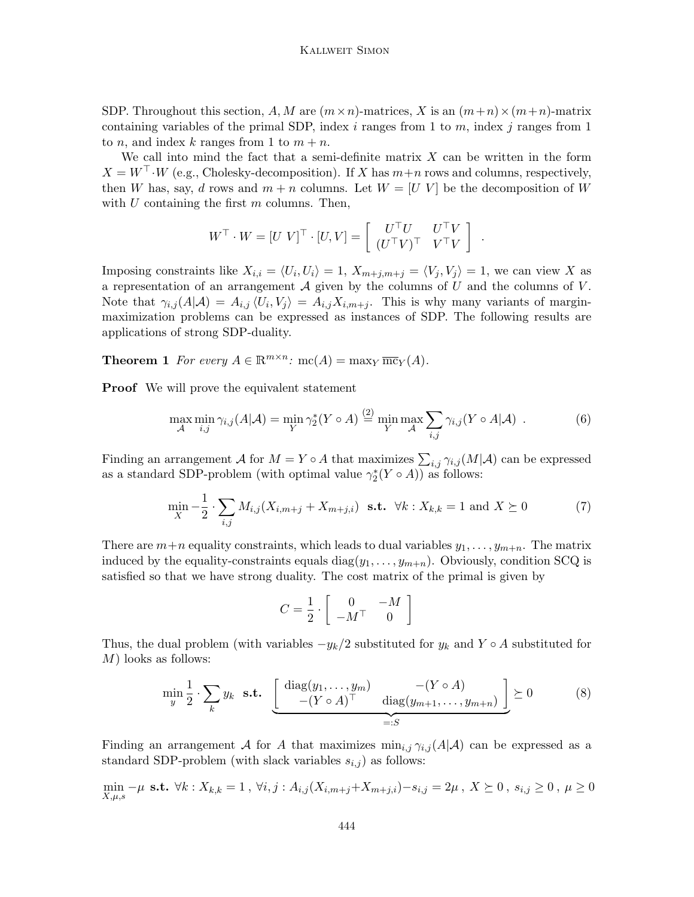SDP. Throughout this section, $A, M$ are $(m \times n)$-matrices, $X$ is an $(m+n) \times (m+n)$-matrix containing variables of the primal SDP, index $i$ ranges from 1 to $m$, index $j$ ranges from 1 to $n$, and index $k$ ranges from 1 to $m+n$.

We call into mind the fact that a semi-definite matrix $X$ can be written in the form $X = W^\top \cdot W$ (e.g., Cholesky-decomposition). If $X$ has $m+n$ rows and columns, respectively, then $W$ has, say, $d$ rows and $m+n$ columns. Let $W = [U\ V]$ be the decomposition of $W$ with $U$ containing the first $m$ columns. Then,

$$W^\top \cdot W = [U\ V]^\top \cdot [U, V] = \begin{bmatrix} U^\top U & U^\top V \\ (U^\top V)^\top & V^\top V \end{bmatrix} .$$

Imposing constraints like $X_{i,i} = \langle U_i, U_i \rangle = 1$, $X_{m+j,m+j} = \langle V_j, V_j \rangle = 1$, we can view $X$ as a representation of an arrangement $\mathcal{A}$ given by the columns of $U$ and the columns of $V$. Note that $\gamma_{i,j}(A|\mathcal{A}) = A_{i,j} \langle U_i, V_j \rangle = A_{i,j} X_{i,m+j}$. This is why many variants of margin-maximization problems can be expressed as instances of SDP. The following results are applications of strong SDP-duality.

**Theorem 1** *For every $A \in \mathbb{R}^{m \times n}$: $\mathrm{mc}(A) = \max_Y \overline{\mathrm{mc}}_Y(A)$.*

**Proof** We will prove the equivalent statement

$$\max_{\mathcal{A}} \min_{i,j} \gamma_{i,j}(A|\mathcal{A}) = \min_Y \gamma_2^*(Y \circ A) \stackrel{(2)}{=} \min_Y \max_{\mathcal{A}} \sum_{i,j} \gamma_{i,j}(Y \circ A|\mathcal{A}) \ . \tag{6}$$

Finding an arrangement $\mathcal{A}$ for $M = Y \circ A$ that maximizes $\sum_{i,j} \gamma_{i,j}(M|\mathcal{A})$ can be expressed as a standard SDP-problem (with optimal value $\gamma_2^*(Y \circ A)$) as follows:

$$\min_X -\frac{1}{2} \cdot \sum_{i,j} M_{i,j}(X_{i,m+j} + X_{m+j,i}) \ \textbf{ s.t. } \ \forall k : X_{k,k} = 1 \text{ and } X \succeq 0 \tag{7}$$

There are $m+n$ equality constraints, which leads to dual variables $y_1, \ldots, y_{m+n}$. The matrix induced by the equality-constraints equals $\mathrm{diag}(y_1, \ldots, y_{m+n})$. Obviously, condition SCQ is satisfied so that we have strong duality. The cost matrix of the primal is given by

$$C = \frac{1}{2} \cdot \begin{bmatrix} 0 & -M \\ -M^\top & 0 \end{bmatrix}$$

Thus, the dual problem (with variables $-y_k/2$ substituted for $y_k$ and $Y \circ A$ substituted for $M$) looks as follows:

$$\min_y \frac{1}{2} \cdot \sum_k y_k \ \textbf{ s.t. } \ \underbrace{\begin{bmatrix} \mathrm{diag}(y_1, \ldots, y_m) & -(Y \circ A) \\ -(Y \circ A)^\top & \mathrm{diag}(y_{m+1}, \ldots, y_{m+n}) \end{bmatrix}}_{=:S} \succeq 0 \tag{8}$$

Finding an arrangement $\mathcal{A}$ for $A$ that maximizes $\min_{i,j} \gamma_{i,j}(A|\mathcal{A})$ can be expressed as a standard SDP-problem (with slack variables $s_{i,j}$) as follows:

$$\min_{X,\mu,s} -\mu \ \textbf{ s.t. } \ \forall k : X_{k,k} = 1 \ , \ \forall i,j : A_{i,j}(X_{i,m+j} + X_{m+j,i}) - s_{i,j} = 2\mu \ , \ X \succeq 0 \ , \ s_{i,j} \geq 0 \ , \ \mu \geq 0$$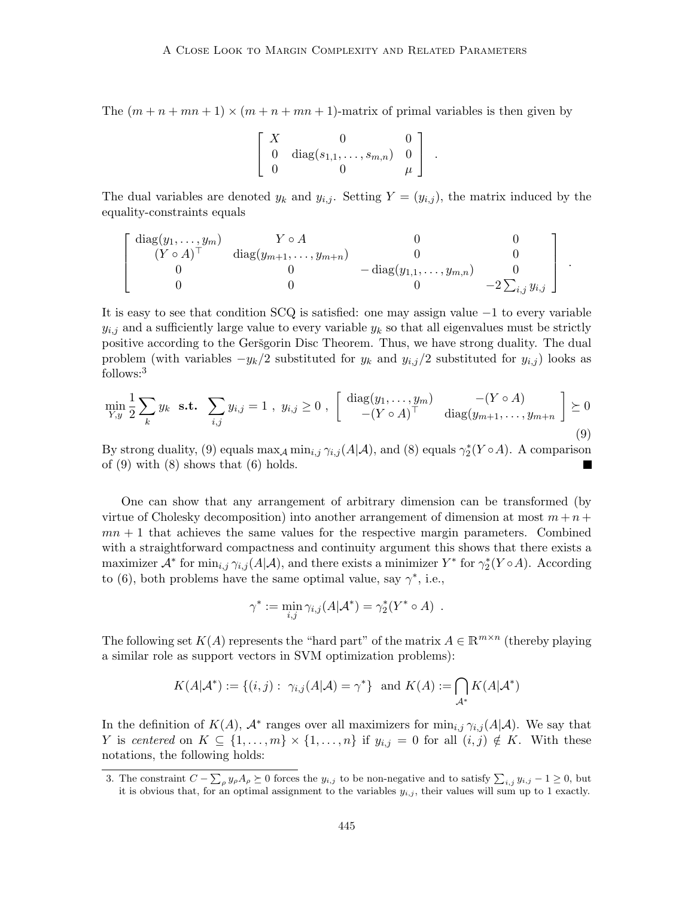The $(m+n+mn+1) \times (m+n+mn+1)$-matrix of primal variables is then given by

$$
\left[ \begin{array}{ccc} X & 0 & 0 \\ 0 & \mathrm{diag}(s_{1,1},\ldots,s_{m,n}) & 0 \\ 0 & 0 & \mu \end{array} \right] .
$$

The dual variables are denoted $y_k$ and $y_{i,j}$. Setting $Y = (y_{i,j})$, the matrix induced by the equality-constraints equals

$$
\left[ \begin{array}{cccc} \mathrm{diag}(y_1,\ldots,y_m) & Y \circ A & 0 & 0 \\ (Y \circ A)^\top & \mathrm{diag}(y_{m+1},\ldots,y_{m+n}) & 0 & 0 \\ 0 & 0 & -\mathrm{diag}(y_{1,1},\ldots,y_{m,n}) & 0 \\ 0 & 0 & 0 & -2\sum_{i,j} y_{i,j} \end{array} \right] .
$$

It is easy to see that condition SCQ is satisfied: one may assign value $-1$ to every variable $y_{i,j}$ and a sufficiently large value to every variable $y_k$ so that all eigenvalues must be strictly positive according to the Geršgorin Disc Theorem. Thus, we have strong duality. The dual problem (with variables $-y_k/2$ substituted for $y_k$ and $y_{i,j}/2$ substituted for $y_{i,j}$) looks as follows:[3]

$$
\min_{Y,y} \frac{1}{2}\sum_k y_k \ \ \textbf{s.t.} \ \ \sum_{i,j} y_{i,j} = 1 \ , \ y_{i,j} \geq 0 \ , \ \left[ \begin{array}{cc} \mathrm{diag}(y_1,\ldots,y_m) & -(Y \circ A) \\ -(Y \circ A)^\top & \mathrm{diag}(y_{m+1},\ldots,y_{m+n}) \end{array} \right] \succeq 0 \tag{9}
$$

By strong duality, (9) equals $\max_{\mathcal{A}} \min_{i,j} \gamma_{i,j}(A|\mathcal{A})$, and (8) equals $\gamma_2^*(Y \circ A)$. A comparison of (9) with (8) shows that (6) holds. ■

One can show that any arrangement of arbitrary dimension can be transformed (by virtue of Cholesky decomposition) into another arrangement of dimension at most $m+n+mn+1$ that achieves the same values for the respective margin parameters. Combined with a straightforward compactness and continuity argument this shows that there exists a maximizer $\mathcal{A}^*$ for $\min_{i,j} \gamma_{i,j}(A|\mathcal{A})$, and there exists a minimizer $Y^*$ for $\gamma_2^*(Y \circ A)$. According to (6), both problems have the same optimal value, say $\gamma^*$, i.e.,

$$
\gamma^* := \min_{i,j} \gamma_{i,j}(A|\mathcal{A}^*) = \gamma_2^*(Y^* \circ A) \ .
$$

The following set $K(A)$ represents the "hard part" of the matrix $A \in \mathbb{R}^{m \times n}$ (thereby playing a similar role as support vectors in SVM optimization problems):

$$
K(A|\mathcal{A}^*) := \{(i,j) : \ \gamma_{i,j}(A|\mathcal{A}) = \gamma^*\} \ \text{ and } \ K(A) := \bigcap_{\mathcal{A}^*} K(A|\mathcal{A}^*)
$$

In the definition of $K(A)$, $\mathcal{A}^*$ ranges over all maximizers for $\min_{i,j} \gamma_{i,j}(A|\mathcal{A})$. We say that $Y$ is *centered* on $K \subseteq \{1,\ldots,m\} \times \{1,\ldots,n\}$ if $y_{i,j} = 0$ for all $(i,j) \notin K$. With these notations, the following holds:

3. The constraint $C - \sum_\rho y_\rho A_\rho \succeq 0$ forces the $y_{i,j}$ to be non-negative and to satisfy $\sum_{i,j} y_{i,j} - 1 \geq 0$, but it is obvious that, for an optimal assignment to the variables $y_{i,j}$, their values will sum up to 1 exactly.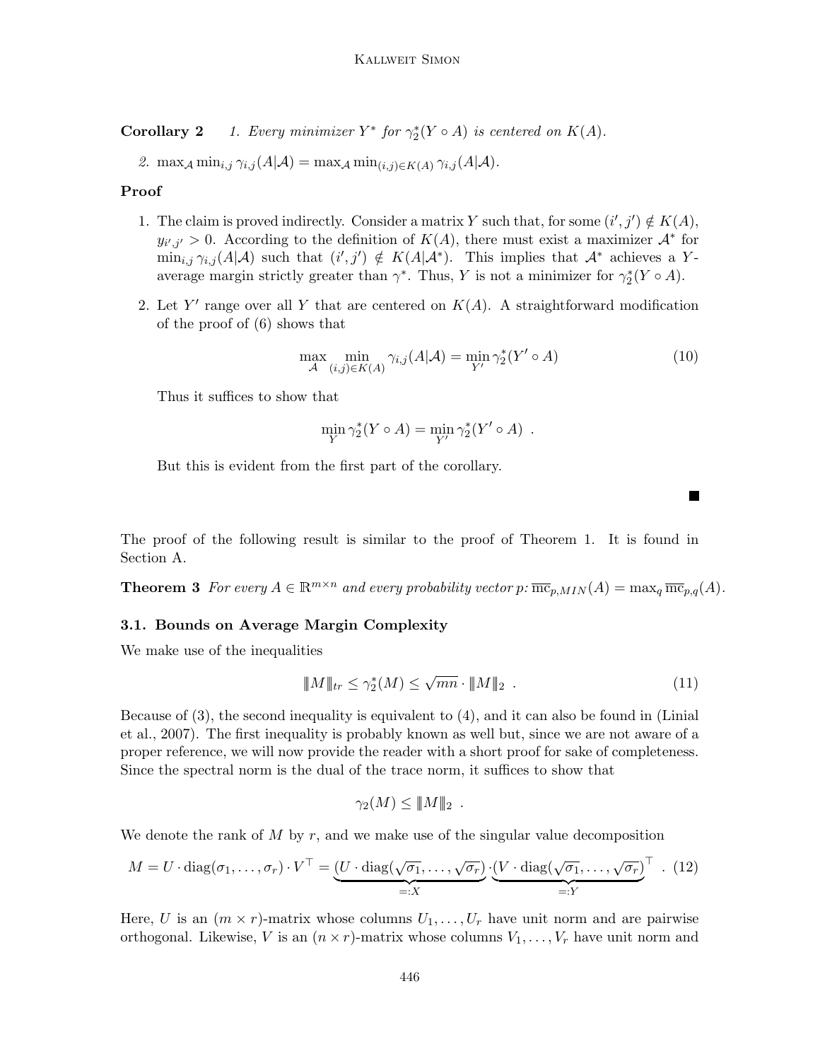**Corollary 2** *1. Every minimizer $Y^*$ for $\gamma_2^*(Y \circ A)$ is centered on $K(A)$.*

*2. $\max_{\mathcal{A}} \min_{i,j} \gamma_{i,j}(A|\mathcal{A}) = \max_{\mathcal{A}} \min_{(i,j)\in K(A)} \gamma_{i,j}(A|\mathcal{A})$.*

**Proof**

1. The claim is proved indirectly. Consider a matrix $Y$ such that, for some $(i',j') \notin K(A)$, $y_{i',j'} > 0$. According to the definition of $K(A)$, there must exist a maximizer $\mathcal{A}^*$ for $\min_{i,j} \gamma_{i,j}(A|\mathcal{A})$ such that $(i',j') \notin K(A|\mathcal{A}^*)$. This implies that $\mathcal{A}^*$ achieves a $Y$-average margin strictly greater than $\gamma^*$. Thus, $Y$ is not a minimizer for $\gamma_2^*(Y \circ A)$.

2. Let $Y'$ range over all $Y$ that are centered on $K(A)$. A straightforward modification of the proof of (6) shows that

$$\max_{\mathcal{A}} \min_{(i,j)\in K(A)} \gamma_{i,j}(A|\mathcal{A}) = \min_{Y'} \gamma_2^*(Y' \circ A) \tag{10}$$

Thus it suffices to show that

$$\min_{Y} \gamma_2^*(Y \circ A) = \min_{Y'} \gamma_2^*(Y' \circ A) \ .$$

But this is evident from the first part of the corollary.

∎

The proof of the following result is similar to the proof of Theorem 1. It is found in Section A.

**Theorem 3** *For every $A \in \mathbb{R}^{m\times n}$ and every probability vector $p$: $\overline{\mathrm{mc}}_{p,MIN}(A) = \max_q \overline{\mathrm{mc}}_{p,q}(A)$.*

### 3.1. Bounds on Average Margin Complexity

We make use of the inequalities

$$\|M\|_{tr} \le \gamma_2^*(M) \le \sqrt{mn} \cdot \|M\|_2 \ . \tag{11}$$

Because of (3), the second inequality is equivalent to (4), and it can also be found in (Linial et al., 2007). The first inequality is probably known as well but, since we are not aware of a proper reference, we will now provide the reader with a short proof for sake of completeness. Since the spectral norm is the dual of the trace norm, it suffices to show that

$$\gamma_2(M) \le \|M\|_2 \ .$$

We denote the rank of $M$ by $r$, and we make use of the singular value decomposition

$$M = U \cdot \mathrm{diag}(\sigma_1, \ldots, \sigma_r) \cdot V^\top = \underbrace{(U \cdot \mathrm{diag}(\sqrt{\sigma_1}, \ldots, \sqrt{\sigma_r})}_{=:X} \cdot \underbrace{(V \cdot \mathrm{diag}(\sqrt{\sigma_1}, \ldots, \sqrt{\sigma_r})}_{=:Y}^\top \ . \tag{12}$$

Here, $U$ is an $(m \times r)$-matrix whose columns $U_1, \ldots, U_r$ have unit norm and are pairwise orthogonal. Likewise, $V$ is an $(n \times r)$-matrix whose columns $V_1, \ldots, V_r$ have unit norm and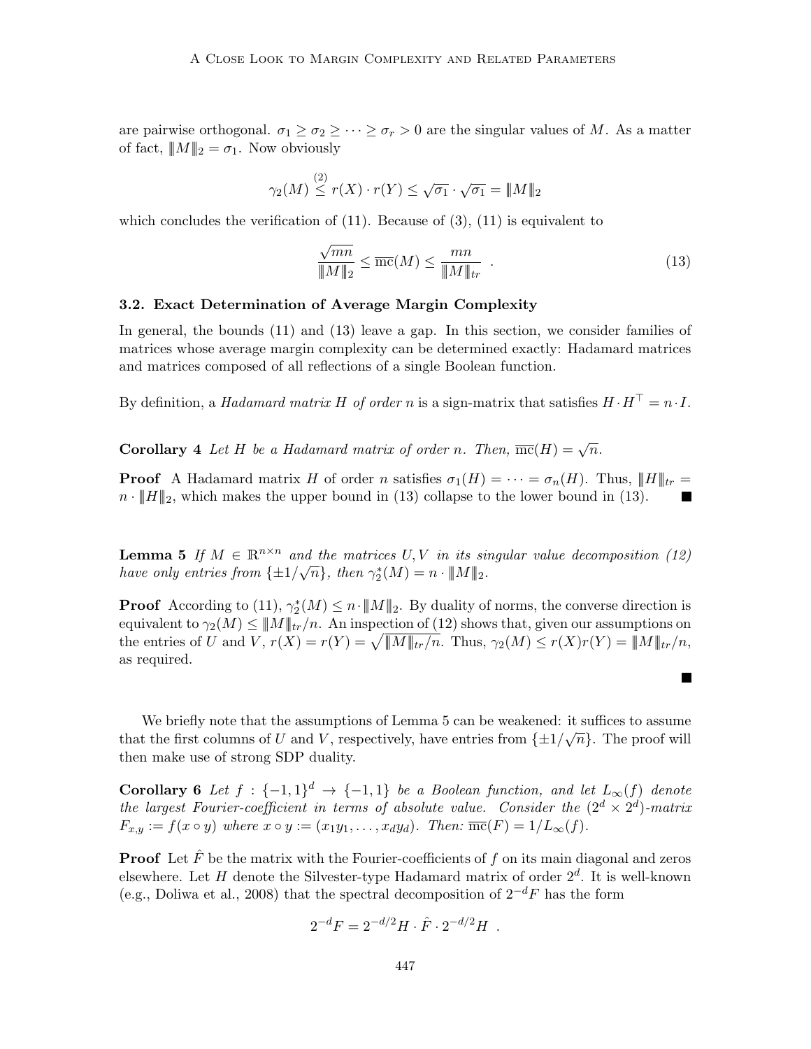are pairwise orthogonal. $\sigma_1 \geq \sigma_2 \geq \cdots \geq \sigma_r > 0$ are the singular values of $M$. As a matter of fact, $\|M\|_2 = \sigma_1$. Now obviously

$$\gamma_2(M) \stackrel{(2)}{\leq} r(X) \cdot r(Y) \leq \sqrt{\sigma_1} \cdot \sqrt{\sigma_1} = \|M\|_2$$

which concludes the verification of (11). Because of (3), (11) is equivalent to

$$\frac{\sqrt{mn}}{\|M\|_2} \leq \overline{\mathrm{mc}}(M) \leq \frac{mn}{\|M\|_{tr}} \quad . \tag{13}$$

### 3.2. Exact Determination of Average Margin Complexity

In general, the bounds (11) and (13) leave a gap. In this section, we consider families of matrices whose average margin complexity can be determined exactly: Hadamard matrices and matrices composed of all reflections of a single Boolean function.

By definition, a *Hadamard matrix $H$ of order $n$* is a sign-matrix that satisfies $H \cdot H^\top = n \cdot I$.

**Corollary 4** *Let $H$ be a Hadamard matrix of order $n$. Then, $\overline{\mathrm{mc}}(H) = \sqrt{n}$.*

**Proof** A Hadamard matrix $H$ of order $n$ satisfies $\sigma_1(H) = \cdots = \sigma_n(H)$. Thus, $\|H\|_{tr} = n \cdot \|H\|_2$, which makes the upper bound in (13) collapse to the lower bound in (13). ∎

**Lemma 5** *If $M \in \mathbb{R}^{n \times n}$ and the matrices $U, V$ in its singular value decomposition (12) have only entries from $\{\pm 1/\sqrt{n}\}$, then $\gamma_2^*(M) = n \cdot \|M\|_2$.*

**Proof** According to (11), $\gamma_2^*(M) \leq n \cdot \|M\|_2$. By duality of norms, the converse direction is equivalent to $\gamma_2(M) \leq \|M\|_{tr}/n$. An inspection of (12) shows that, given our assumptions on the entries of $U$ and $V$, $r(X) = r(Y) = \sqrt{\|M\|_{tr}/n}$. Thus, $\gamma_2(M) \leq r(X)r(Y) = \|M\|_{tr}/n$, as required. ∎

We briefly note that the assumptions of Lemma 5 can be weakened: it suffices to assume that the first columns of $U$ and $V$, respectively, have entries from $\{\pm 1/\sqrt{n}\}$. The proof will then make use of strong SDP duality.

**Corollary 6** *Let $f : \{-1, 1\}^d \rightarrow \{-1, 1\}$ be a Boolean function, and let $L_\infty(f)$ denote the largest Fourier-coefficient in terms of absolute value. Consider the $(2^d \times 2^d)$-matrix $F_{x,y} := f(x \circ y)$ where $x \circ y := (x_1 y_1, \ldots, x_d y_d)$. Then: $\overline{\mathrm{mc}}(F) = 1/L_\infty(f)$.*

**Proof** Let $\hat{F}$ be the matrix with the Fourier-coefficients of $f$ on its main diagonal and zeros elsewhere. Let $H$ denote the Silvester-type Hadamard matrix of order $2^d$. It is well-known (e.g., Doliwa et al., 2008) that the spectral decomposition of $2^{-d}F$ has the form

$$2^{-d}F = 2^{-d/2}H \cdot \hat{F} \cdot 2^{-d/2}H \quad .$$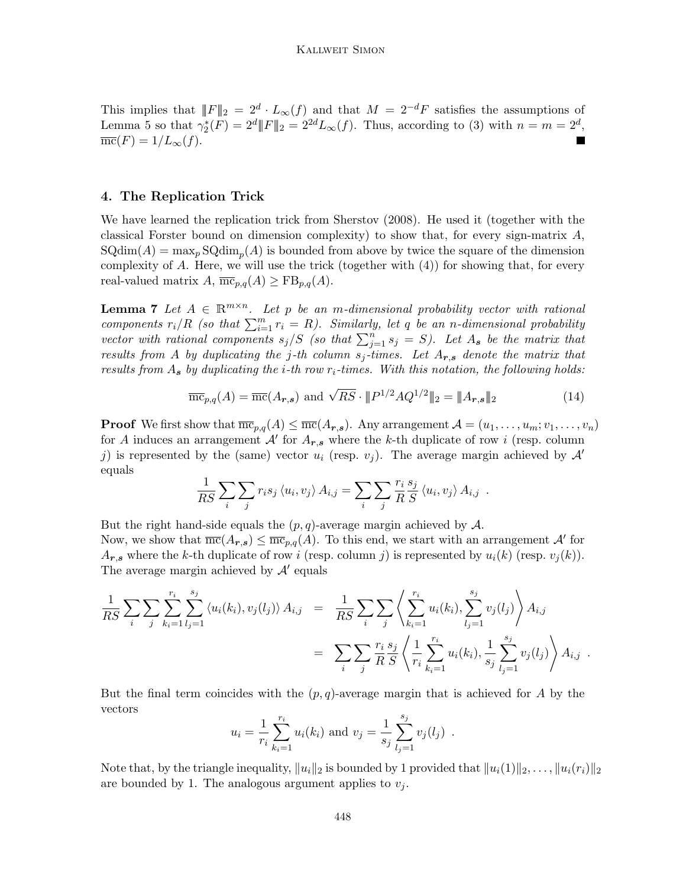This implies that $\|F\|_2 = 2^d \cdot L_\infty(f)$ and that $M = 2^{-d}F$ satisfies the assumptions of Lemma 5 so that $\gamma_2^*(F) = 2^d \|F\|_2 = 2^{2d} L_\infty(f)$. Thus, according to (3) with $n = m = 2^d$, $\overline{\mathrm{mc}}(F) = 1/L_\infty(f)$. ■

## 4. The Replication Trick

We have learned the replication trick from Sherstov (2008). He used it (together with the classical Forster bound on dimension complexity) to show that, for every sign-matrix $A$, $\mathrm{SQdim}(A) = \max_p \mathrm{SQdim}_p(A)$ is bounded from above by twice the square of the dimension complexity of $A$. Here, we will use the trick (together with (4)) for showing that, for every real-valued matrix $A$, $\overline{\mathrm{mc}}_{p,q}(A) \geq \mathrm{FB}_{p,q}(A)$.

**Lemma 7** *Let $A \in \mathbb{R}^{m \times n}$. Let $p$ be an $m$-dimensional probability vector with rational components $r_i/R$ (so that $\sum_{i=1}^m r_i = R$). Similarly, let $q$ be an $n$-dimensional probability vector with rational components $s_j/S$ (so that $\sum_{j=1}^n s_j = S$). Let $A_{\boldsymbol{s}}$ be the matrix that results from $A$ by duplicating the $j$-th column $s_j$-times. Let $A_{\boldsymbol{r},\boldsymbol{s}}$ denote the matrix that results from $A_{\boldsymbol{s}}$ by duplicating the $i$-th row $r_i$-times. With this notation, the following holds:*

$$\overline{\mathrm{mc}}_{p,q}(A) = \overline{\mathrm{mc}}(A_{\boldsymbol{r},\boldsymbol{s}}) \text{ and } \sqrt{RS} \cdot \|P^{1/2} A Q^{1/2}\|_2 = \|A_{\boldsymbol{r},\boldsymbol{s}}\|_2 \tag{14}$$

**Proof** We first show that $\overline{\mathrm{mc}}_{p,q}(A) \leq \overline{\mathrm{mc}}(A_{\boldsymbol{r},\boldsymbol{s}})$. Any arrangement $\mathcal{A} = (u_1, \ldots, u_m; v_1, \ldots, v_n)$ for $A$ induces an arrangement $\mathcal{A}'$ for $A_{\boldsymbol{r},\boldsymbol{s}}$ where the $k$-th duplicate of row $i$ (resp. column $j$) is represented by the (same) vector $u_i$ (resp. $v_j$). The average margin achieved by $\mathcal{A}'$ equals

$$\frac{1}{RS} \sum_i \sum_j r_i s_j \langle u_i, v_j \rangle A_{i,j} = \sum_i \sum_j \frac{r_i}{R} \frac{s_j}{S} \langle u_i, v_j \rangle A_{i,j} \ .$$

But the right hand-side equals the $(p,q)$-average margin achieved by $\mathcal{A}$.
Now, we show that $\overline{\mathrm{mc}}(A_{\boldsymbol{r},\boldsymbol{s}}) \leq \overline{\mathrm{mc}}_{p,q}(A)$. To this end, we start with an arrangement $\mathcal{A}'$ for $A_{\boldsymbol{r},\boldsymbol{s}}$ where the $k$-th duplicate of row $i$ (resp. column $j$) is represented by $u_i(k)$ (resp. $v_j(k)$). The average margin achieved by $\mathcal{A}'$ equals

$$\begin{aligned}
\frac{1}{RS} \sum_i \sum_j \sum_{k_i=1}^{r_i} \sum_{l_j=1}^{s_j} \langle u_i(k_i), v_j(l_j) \rangle A_{i,j} &= \frac{1}{RS} \sum_i \sum_j \left\langle \sum_{k_i=1}^{r_i} u_i(k_i), \sum_{l_j=1}^{s_j} v_j(l_j) \right\rangle A_{i,j} \\
&= \sum_i \sum_j \frac{r_i}{R} \frac{s_j}{S} \left\langle \frac{1}{r_i} \sum_{k_i=1}^{r_i} u_i(k_i), \frac{1}{s_j} \sum_{l_j=1}^{s_j} v_j(l_j) \right\rangle A_{i,j} \ .
\end{aligned}$$

But the final term coincides with the $(p,q)$-average margin that is achieved for $A$ by the vectors

$$u_i = \frac{1}{r_i} \sum_{k_i=1}^{r_i} u_i(k_i) \text{ and } v_j = \frac{1}{s_j} \sum_{l_j=1}^{s_j} v_j(l_j) \ .$$

Note that, by the triangle inequality, $\|u_i\|_2$ is bounded by 1 provided that $\|u_i(1)\|_2, \ldots, \|u_i(r_i)\|_2$ are bounded by 1. The analogous argument applies to $v_j$.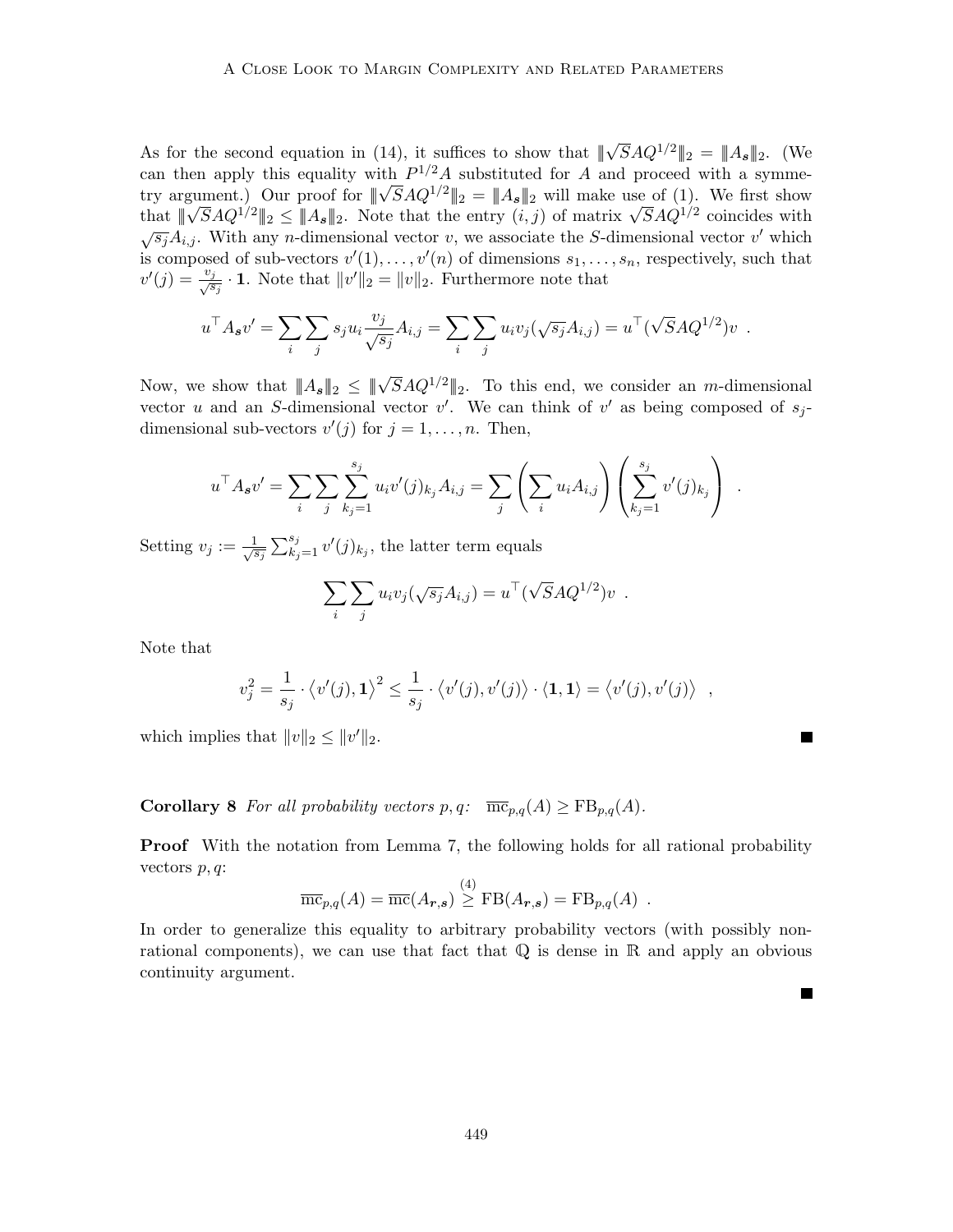As for the second equation in (14), it suffices to show that $\|\sqrt{S}AQ^{1/2}\|_2 = \|A_{\boldsymbol{s}}\|_2$. (We can then apply this equality with $P^{1/2}A$ substituted for $A$ and proceed with a symmetry argument.) Our proof for $\|\sqrt{S}AQ^{1/2}\|_2 = \|A_{\boldsymbol{s}}\|_2$ will make use of (1). We first show that $\|\sqrt{S}AQ^{1/2}\|_2 \leq \|A_{\boldsymbol{s}}\|_2$. Note that the entry $(i,j)$ of matrix $\sqrt{S}AQ^{1/2}$ coincides with $\sqrt{s_j}A_{i,j}$. With any $n$-dimensional vector $v$, we associate the $S$-dimensional vector $v'$ which is composed of sub-vectors $v'(1), \ldots, v'(n)$ of dimensions $s_1, \ldots, s_n$, respectively, such that $v'(j) = \frac{v_j}{\sqrt{s_j}} \cdot \mathbf{1}$. Note that $\|v'\|_2 = \|v\|_2$. Furthermore note that

$$u^\top A_{\boldsymbol{s}} v' = \sum_i \sum_j s_j u_i \frac{v_j}{\sqrt{s_j}} A_{i,j} = \sum_i \sum_j u_i v_j (\sqrt{s_j} A_{i,j}) = u^\top (\sqrt{S}AQ^{1/2})v \ .$$

Now, we show that $\|A_{\boldsymbol{s}}\|_2 \leq \|\sqrt{S}AQ^{1/2}\|_2$. To this end, we consider an $m$-dimensional vector $u$ and an $S$-dimensional vector $v'$. We can think of $v'$ as being composed of $s_j$-dimensional sub-vectors $v'(j)$ for $j = 1, \ldots, n$. Then,

$$u^\top A_{\boldsymbol{s}} v' = \sum_i \sum_j \sum_{k_j=1}^{s_j} u_i v'(j)_{k_j} A_{i,j} = \sum_j \left( \sum_i u_i A_{i,j} \right) \left( \sum_{k_j=1}^{s_j} v'(j)_{k_j} \right) \ .$$

Setting $v_j := \frac{1}{\sqrt{s_j}} \sum_{k_j=1}^{s_j} v'(j)_{k_j}$, the latter term equals

$$\sum_i \sum_j u_i v_j (\sqrt{s_j} A_{i,j}) = u^\top (\sqrt{S}AQ^{1/2})v \ .$$

Note that

$$v_j^2 = \frac{1}{s_j} \cdot \left\langle v'(j), \mathbf{1} \right\rangle^2 \leq \frac{1}{s_j} \cdot \left\langle v'(j), v'(j) \right\rangle \cdot \langle \mathbf{1}, \mathbf{1} \rangle = \left\langle v'(j), v'(j) \right\rangle \ ,$$

which implies that $\|v\|_2 \leq \|v'\|_2$. ■

**Corollary 8** *For all probability vectors $p, q$: $\overline{\mathrm{mc}}_{p,q}(A) \geq \mathrm{FB}_{p,q}(A)$.*

**Proof** With the notation from Lemma 7, the following holds for all rational probability vectors $p, q$:

$$\overline{\mathrm{mc}}_{p,q}(A) = \overline{\mathrm{mc}}(A_{\boldsymbol{r},\boldsymbol{s}}) \overset{(4)}{\geq} \mathrm{FB}(A_{\boldsymbol{r},\boldsymbol{s}}) = \mathrm{FB}_{p,q}(A) \ .$$

In order to generalize this equality to arbitrary probability vectors (with possibly non-rational components), we can use that fact that $\mathbb{Q}$ is dense in $\mathbb{R}$ and apply an obvious continuity argument. ■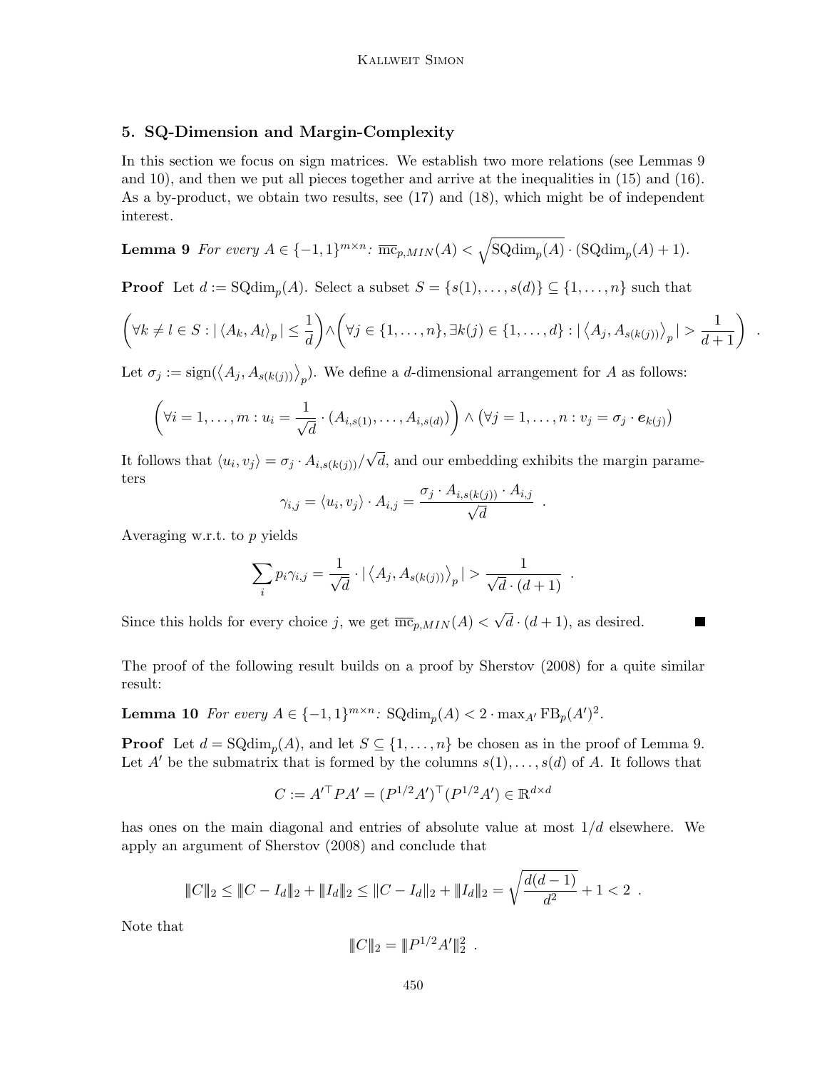## 5. SQ-Dimension and Margin-Complexity

In this section we focus on sign matrices. We establish two more relations (see Lemmas 9 and 10), and then we put all pieces together and arrive at the inequalities in (15) and (16). As a by-product, we obtain two results, see (17) and (18), which might be of independent interest.

**Lemma 9** *For every $A \in \{-1,1\}^{m\times n}$: $\overline{\mathrm{mc}}_{p,MIN}(A) < \sqrt{\mathrm{SQdim}_p(A)} \cdot (\mathrm{SQdim}_p(A)+1)$.*

**Proof** Let $d := \mathrm{SQdim}_p(A)$. Select a subset $S = \{s(1),\ldots,s(d)\} \subseteq \{1,\ldots,n\}$ such that

$$\left(\forall k \neq l \in S : |\langle A_k, A_l\rangle_p| \leq \frac{1}{d}\right) \wedge \left(\forall j \in \{1,\ldots,n\}, \exists k(j) \in \{1,\ldots,d\} : |\langle A_j, A_{s(k(j))}\rangle_p| > \frac{1}{d+1}\right) \ .$$

Let $\sigma_j := \mathrm{sign}(\langle A_j, A_{s(k(j))}\rangle_p)$. We define a $d$-dimensional arrangement for $A$ as follows:

$$\left(\forall i = 1,\ldots,m : u_i = \frac{1}{\sqrt{d}} \cdot (A_{i,s(1)},\ldots,A_{i,s(d)})\right) \wedge \left(\forall j = 1,\ldots,n : v_j = \sigma_j \cdot \boldsymbol{e}_{k(j)}\right)$$

It follows that $\langle u_i, v_j\rangle = \sigma_j \cdot A_{i,s(k(j))}/\sqrt{d}$, and our embedding exhibits the margin parameters

$$\gamma_{i,j} = \langle u_i, v_j\rangle \cdot A_{i,j} = \frac{\sigma_j \cdot A_{i,s(k(j))} \cdot A_{i,j}}{\sqrt{d}} \ .$$

Averaging w.r.t. to $p$ yields

$$\sum_i p_i \gamma_{i,j} = \frac{1}{\sqrt{d}} \cdot |\langle A_j, A_{s(k(j))}\rangle_p| > \frac{1}{\sqrt{d}\cdot(d+1)} \ .$$

Since this holds for every choice $j$, we get $\overline{\mathrm{mc}}_{p,MIN}(A) < \sqrt{d}\cdot(d+1)$, as desired. ■

The proof of the following result builds on a proof by Sherstov (2008) for a quite similar result:

**Lemma 10** *For every $A \in \{-1,1\}^{m\times n}$: $\mathrm{SQdim}_p(A) < 2 \cdot \max_{A'} \mathrm{FB}_p(A')^2$.*

**Proof** Let $d = \mathrm{SQdim}_p(A)$, and let $S \subseteq \{1,\ldots,n\}$ be chosen as in the proof of Lemma 9. Let $A'$ be the submatrix that is formed by the columns $s(1),\ldots,s(d)$ of $A$. It follows that

$$C := A'^{\top} P A' = (P^{1/2}A')^{\top}(P^{1/2}A') \in \mathbb{R}^{d\times d}$$

has ones on the main diagonal and entries of absolute value at most $1/d$ elsewhere. We apply an argument of Sherstov (2008) and conclude that

$$\|C\|_2 \leq \|C - I_d\|_2 + \|I_d\|_2 \leq \|C - I_d\|_2 + \|I_d\|_2 = \sqrt{\frac{d(d-1)}{d^2}} + 1 < 2 \ .$$

Note that

$$\|C\|_2 = \|P^{1/2}A'\|_2^2 \ .$$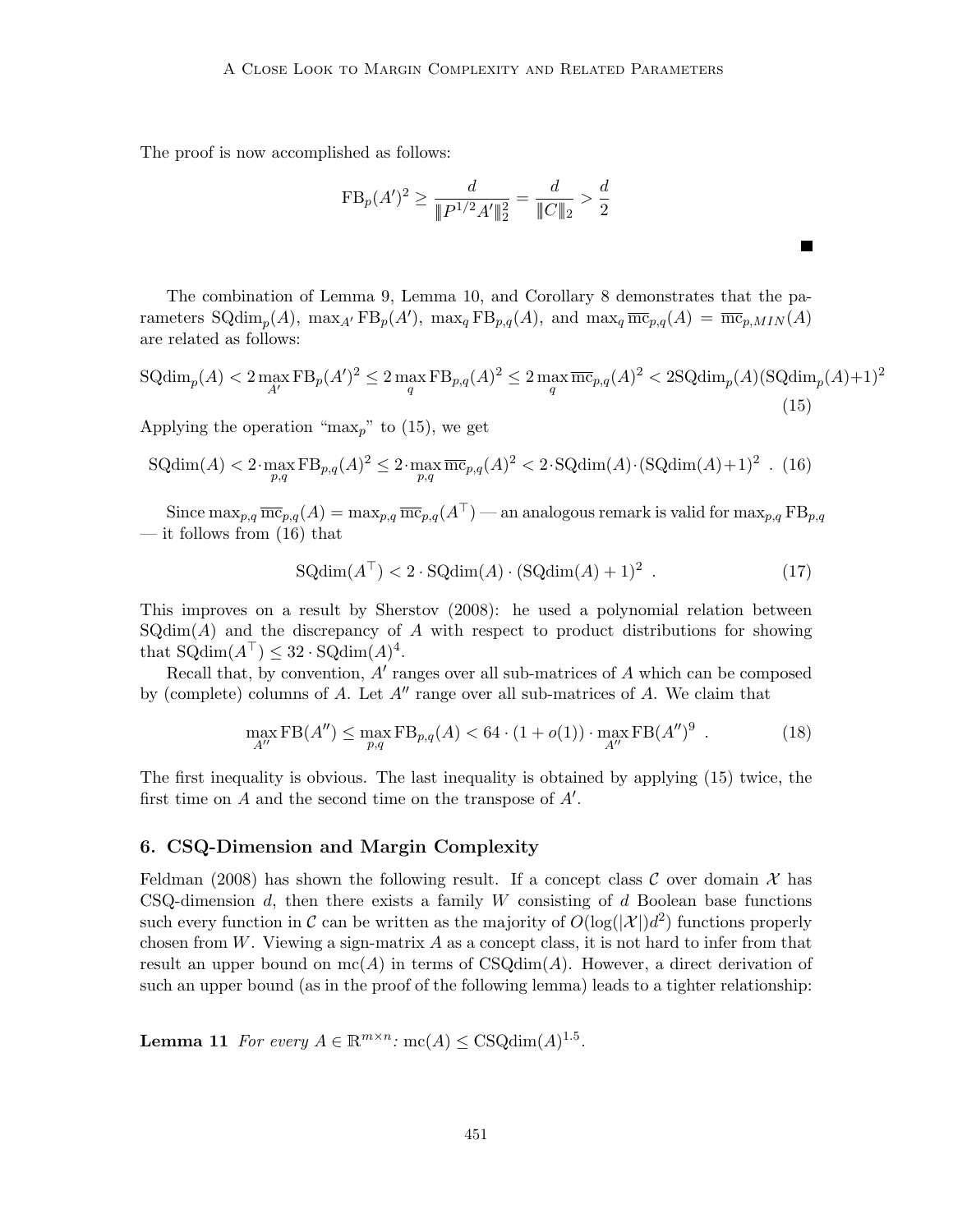The proof is now accomplished as follows:

$$\mathrm{FB}_p(A')^2 \geq \frac{d}{\|P^{1/2}A'\|_2^2} = \frac{d}{\|C\|_2} > \frac{d}{2}$$

■

The combination of Lemma 9, Lemma 10, and Corollary 8 demonstrates that the parameters $\mathrm{SQdim}_p(A)$, $\max_{A'} \mathrm{FB}_p(A')$, $\max_q \mathrm{FB}_{p,q}(A)$, and $\max_q \overline{\mathrm{mc}}_{p,q}(A) = \overline{\mathrm{mc}}_{p,MIN}(A)$ are related as follows:

$$\mathrm{SQdim}_p(A) < 2\max_{A'} \mathrm{FB}_p(A')^2 \leq 2\max_q \mathrm{FB}_{p,q}(A)^2 \leq 2\max_q \overline{\mathrm{mc}}_{p,q}(A)^2 < 2\mathrm{SQdim}_p(A)(\mathrm{SQdim}_p(A)+1)^2 \tag{15}$$

Applying the operation "$\max_p$" to (15), we get

$$\mathrm{SQdim}(A) < 2\cdot\max_{p,q} \mathrm{FB}_{p,q}(A)^2 \leq 2\cdot\max_{p,q} \overline{\mathrm{mc}}_{p,q}(A)^2 < 2\cdot\mathrm{SQdim}(A)\cdot(\mathrm{SQdim}(A)+1)^2 \ . \tag{16}$$

Since $\max_{p,q} \overline{\mathrm{mc}}_{p,q}(A) = \max_{p,q} \overline{\mathrm{mc}}_{p,q}(A^\top)$ — an analogous remark is valid for $\max_{p,q} \mathrm{FB}_{p,q}$ — it follows from (16) that

$$\mathrm{SQdim}(A^\top) < 2\cdot\mathrm{SQdim}(A)\cdot(\mathrm{SQdim}(A)+1)^2 \ . \tag{17}$$

This improves on a result by Sherstov (2008): he used a polynomial relation between $\mathrm{SQdim}(A)$ and the discrepancy of $A$ with respect to product distributions for showing that $\mathrm{SQdim}(A^\top) \leq 32\cdot\mathrm{SQdim}(A)^4$.

Recall that, by convention, $A'$ ranges over all sub-matrices of $A$ which can be composed by (complete) columns of $A$. Let $A''$ range over all sub-matrices of $A$. We claim that

$$\max_{A''} \mathrm{FB}(A'') \leq \max_{p,q} \mathrm{FB}_{p,q}(A) < 64\cdot(1+o(1))\cdot\max_{A''} \mathrm{FB}(A'')^9 \ . \tag{18}$$

The first inequality is obvious. The last inequality is obtained by applying (15) twice, the first time on $A$ and the second time on the transpose of $A'$.

## 6. CSQ-Dimension and Margin Complexity

Feldman (2008) has shown the following result. If a concept class $\mathcal{C}$ over domain $\mathcal{X}$ has CSQ-dimension $d$, then there exists a family $W$ consisting of $d$ Boolean base functions such every function in $\mathcal{C}$ can be written as the majority of $O(\log(|\mathcal{X}|)d^2)$ functions properly chosen from $W$. Viewing a sign-matrix $A$ as a concept class, it is not hard to infer from that result an upper bound on $\mathrm{mc}(A)$ in terms of $\mathrm{CSQdim}(A)$. However, a direct derivation of such an upper bound (as in the proof of the following lemma) leads to a tighter relationship:

**Lemma 11** *For every $A \in \mathbb{R}^{m\times n}$: $\mathrm{mc}(A) \leq \mathrm{CSQdim}(A)^{1.5}$.*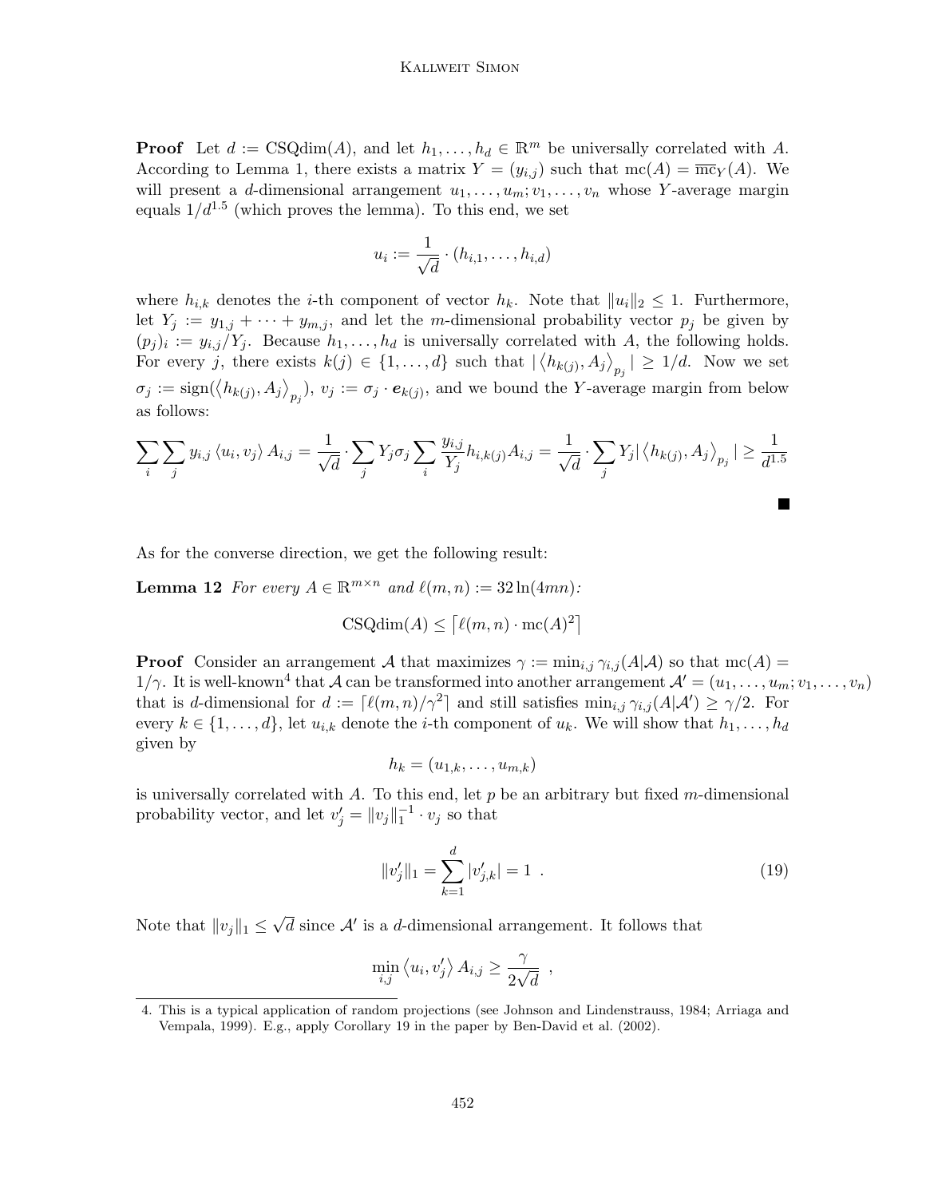**Proof** Let $d := \mathrm{CSQdim}(A)$, and let $h_1, \ldots, h_d \in \mathbb{R}^m$ be universally correlated with $A$. According to Lemma 1, there exists a matrix $Y = (y_{i,j})$ such that $\mathrm{mc}(A) = \overline{\mathrm{mc}}_Y(A)$. We will present a $d$-dimensional arrangement $u_1, \ldots, u_m; v_1, \ldots, v_n$ whose $Y$-average margin equals $1/d^{1.5}$ (which proves the lemma). To this end, we set

$$u_i := \frac{1}{\sqrt{d}} \cdot (h_{i,1}, \ldots, h_{i,d})$$

where $h_{i,k}$ denotes the $i$-th component of vector $h_k$. Note that $\|u_i\|_2 \leq 1$. Furthermore, let $Y_j := y_{1,j} + \cdots + y_{m,j}$, and let the $m$-dimensional probability vector $p_j$ be given by $(p_j)_i := y_{i,j}/Y_j$. Because $h_1, \ldots, h_d$ is universally correlated with $A$, the following holds. For every $j$, there exists $k(j) \in \{1, \ldots, d\}$ such that $|\left\langle h_{k(j)}, A_j \right\rangle_{p_j}| \geq 1/d$. Now we set $\sigma_j := \mathrm{sign}(\left\langle h_{k(j)}, A_j \right\rangle_{p_j})$, $v_j := \sigma_j \cdot \boldsymbol{e}_{k(j)}$, and we bound the $Y$-average margin from below as follows:

$$\sum_i \sum_j y_{i,j} \left\langle u_i, v_j \right\rangle A_{i,j} = \frac{1}{\sqrt{d}} \cdot \sum_j Y_j \sigma_j \sum_i \frac{y_{i,j}}{Y_j} h_{i,k(j)} A_{i,j} = \frac{1}{\sqrt{d}} \cdot \sum_j Y_j |\left\langle h_{k(j)}, A_j \right\rangle_{p_j}| \geq \frac{1}{d^{1.5}}$$

■

As for the converse direction, we get the following result:

**Lemma 12** *For every $A \in \mathbb{R}^{m \times n}$ and $\ell(m,n) := 32 \ln(4mn)$:*

$$\mathrm{CSQdim}(A) \leq \left\lceil \ell(m,n) \cdot \mathrm{mc}(A)^2 \right\rceil$$

**Proof** Consider an arrangement $\mathcal{A}$ that maximizes $\gamma := \min_{i,j} \gamma_{i,j}(A|\mathcal{A})$ so that $\mathrm{mc}(A) = 1/\gamma$. It is well-known[4] that $\mathcal{A}$ can be transformed into another arrangement $\mathcal{A}' = (u_1, \ldots, u_m; v_1, \ldots, v_n)$ that is $d$-dimensional for $d := \lceil \ell(m,n)/\gamma^2 \rceil$ and still satisfies $\min_{i,j} \gamma_{i,j}(A|\mathcal{A}') \geq \gamma/2$. For every $k \in \{1, \ldots, d\}$, let $u_{i,k}$ denote the $i$-th component of $u_k$. We will show that $h_1, \ldots, h_d$ given by

$$h_k = (u_{1,k}, \ldots, u_{m,k})$$

is universally correlated with $A$. To this end, let $p$ be an arbitrary but fixed $m$-dimensional probability vector, and let $v'_j = \|v_j\|_1^{-1} \cdot v_j$ so that

$$\|v'_j\|_1 = \sum_{k=1}^{d} |v'_{j,k}| = 1 \ . \tag{19}$$

Note that $\|v_j\|_1 \leq \sqrt{d}$ since $\mathcal{A}'$ is a $d$-dimensional arrangement. It follows that

$$\min_{i,j} \left\langle u_i, v'_j \right\rangle A_{i,j} \geq \frac{\gamma}{2\sqrt{d}} \ ,$$

4. This is a typical application of random projections (see Johnson and Lindenstrauss, 1984; Arriaga and Vempala, 1999). E.g., apply Corollary 19 in the paper by Ben-David et al. (2002).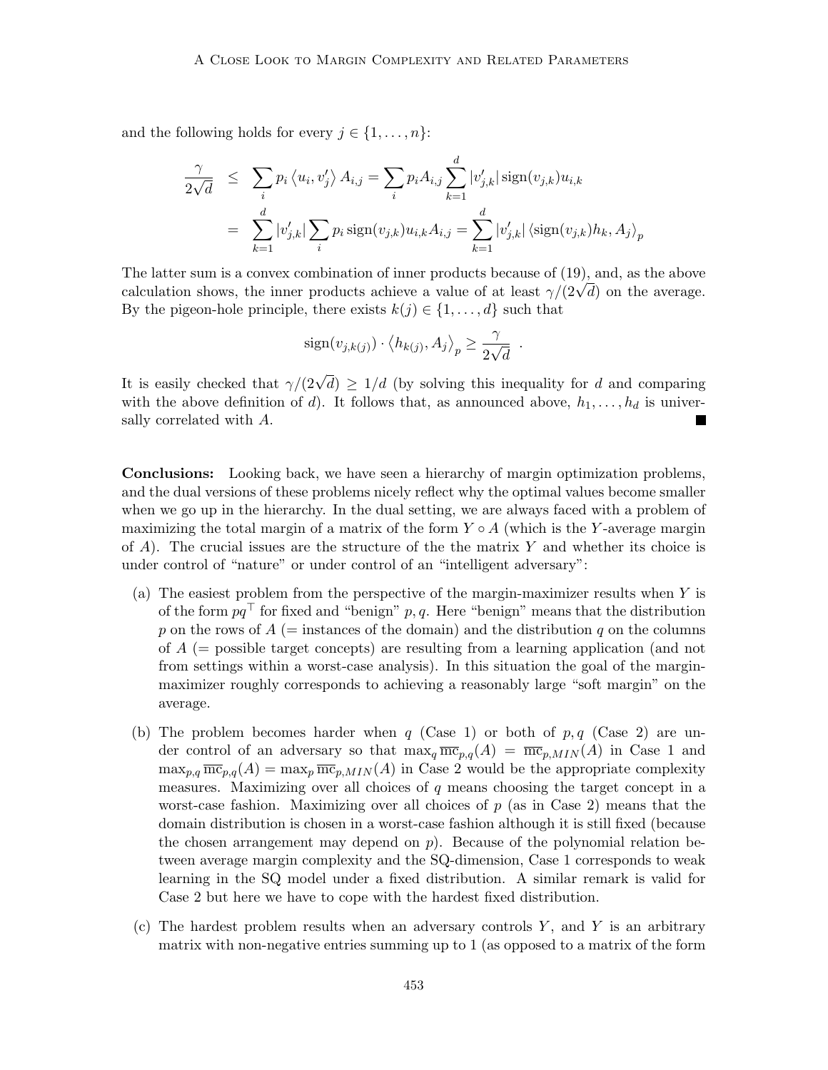and the following holds for every $j \in \{1, \ldots, n\}$:

$$
\begin{aligned}
\frac{\gamma}{2\sqrt{d}} &\leq \sum_i p_i \langle u_i, v'_j \rangle A_{i,j} = \sum_i p_i A_{i,j} \sum_{k=1}^{d} |v'_{j,k}| \operatorname{sign}(v_{j,k}) u_{i,k} \\
&= \sum_{k=1}^{d} |v'_{j,k}| \sum_i p_i \operatorname{sign}(v_{j,k}) u_{i,k} A_{i,j} = \sum_{k=1}^{d} |v'_{j,k}| \langle \operatorname{sign}(v_{j,k}) h_k, A_j \rangle_p
\end{aligned}
$$

The latter sum is a convex combination of inner products because of (19), and, as the above calculation shows, the inner products achieve a value of at least $\gamma/(2\sqrt{d})$ on the average. By the pigeon-hole principle, there exists $k(j) \in \{1, \ldots, d\}$ such that

$$
\operatorname{sign}(v_{j,k(j)}) \cdot \langle h_{k(j)}, A_j \rangle_p \geq \frac{\gamma}{2\sqrt{d}} \enspace .
$$

It is easily checked that $\gamma/(2\sqrt{d}) \geq 1/d$ (by solving this inequality for $d$ and comparing with the above definition of $d$). It follows that, as announced above, $h_1, \ldots, h_d$ is universally correlated with $A$. ∎

**Conclusions:** Looking back, we have seen a hierarchy of margin optimization problems, and the dual versions of these problems nicely reflect why the optimal values become smaller when we go up in the hierarchy. In the dual setting, we are always faced with a problem of maximizing the total margin of a matrix of the form $Y \circ A$ (which is the $Y$-average margin of $A$). The crucial issues are the structure of the the matrix $Y$ and whether its choice is under control of "nature" or under control of an "intelligent adversary":

(a) The easiest problem from the perspective of the margin-maximizer results when $Y$ is of the form $pq^\top$ for fixed and "benign" $p, q$. Here "benign" means that the distribution $p$ on the rows of $A$ (= instances of the domain) and the distribution $q$ on the columns of $A$ (= possible target concepts) are resulting from a learning application (and not from settings within a worst-case analysis). In this situation the goal of the margin-maximizer roughly corresponds to achieving a reasonably large "soft margin" on the average.

(b) The problem becomes harder when $q$ (Case 1) or both of $p, q$ (Case 2) are under control of an adversary so that $\max_q \overline{\mathrm{mc}}_{p,q}(A) = \overline{\mathrm{mc}}_{p,MIN}(A)$ in Case 1 and $\max_{p,q} \overline{\mathrm{mc}}_{p,q}(A) = \max_p \overline{\mathrm{mc}}_{p,MIN}(A)$ in Case 2 would be the appropriate complexity measures. Maximizing over all choices of $q$ means choosing the target concept in a worst-case fashion. Maximizing over all choices of $p$ (as in Case 2) means that the domain distribution is chosen in a worst-case fashion although it is still fixed (because the chosen arrangement may depend on $p$). Because of the polynomial relation between average margin complexity and the SQ-dimension, Case 1 corresponds to weak learning in the SQ model under a fixed distribution. A similar remark is valid for Case 2 but here we have to cope with the hardest fixed distribution.

(c) The hardest problem results when an adversary controls $Y$, and $Y$ is an arbitrary matrix with non-negative entries summing up to 1 (as opposed to a matrix of the form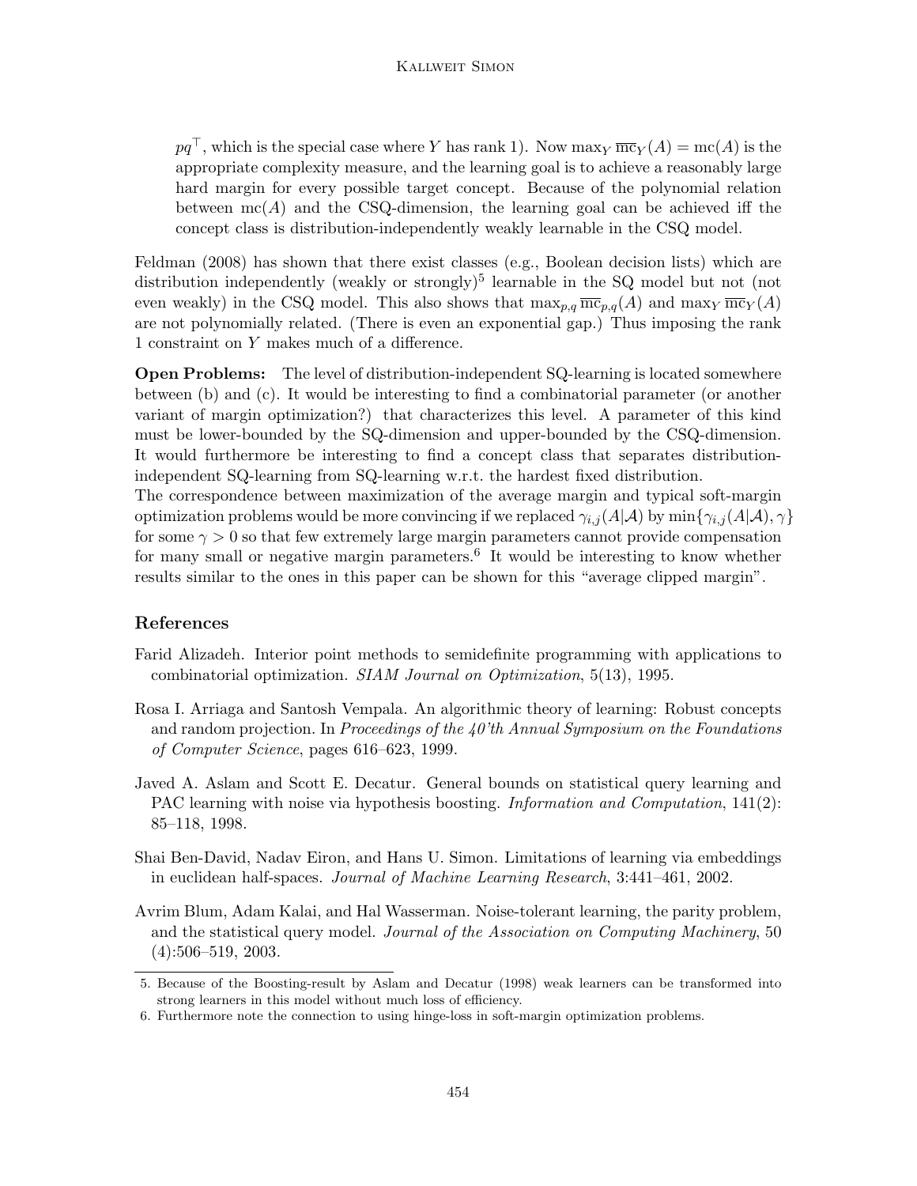$pq^\top$, which is the special case where $Y$ has rank 1). Now $\max_Y \overline{\mathrm{mc}}_Y(A) = \mathrm{mc}(A)$ is the appropriate complexity measure, and the learning goal is to achieve a reasonably large hard margin for every possible target concept. Because of the polynomial relation between $\mathrm{mc}(A)$ and the CSQ-dimension, the learning goal can be achieved iff the concept class is distribution-independently weakly learnable in the CSQ model.

Feldman (2008) has shown that there exist classes (e.g., Boolean decision lists) which are distribution independently (weakly or strongly)[5] learnable in the SQ model but not (not even weakly) in the CSQ model. This also shows that $\max_{p,q} \overline{\mathrm{mc}}_{p,q}(A)$ and $\max_Y \overline{\mathrm{mc}}_Y(A)$ are not polynomially related. (There is even an exponential gap.) Thus imposing the rank 1 constraint on $Y$ makes much of a difference.

**Open Problems:** The level of distribution-independent SQ-learning is located somewhere between (b) and (c). It would be interesting to find a combinatorial parameter (or another variant of margin optimization?) that characterizes this level. A parameter of this kind must be lower-bounded by the SQ-dimension and upper-bounded by the CSQ-dimension. It would furthermore be interesting to find a concept class that separates distribution-independent SQ-learning from SQ-learning w.r.t. the hardest fixed distribution.
The correspondence between maximization of the average margin and typical soft-margin optimization problems would be more convincing if we replaced $\gamma_{i,j}(A|\mathcal{A})$ by $\min\{\gamma_{i,j}(A|\mathcal{A}), \gamma\}$ for some $\gamma > 0$ so that few extremely large margin parameters cannot provide compensation for many small or negative margin parameters.[6] It would be interesting to know whether results similar to the ones in this paper can be shown for this "average clipped margin".

## References

Farid Alizadeh. Interior point methods to semidefinite programming with applications to combinatorial optimization. *SIAM Journal on Optimization*, 5(13), 1995.

Rosa I. Arriaga and Santosh Vempala. An algorithmic theory of learning: Robust concepts and random projection. In *Proceedings of the 40'th Annual Symposium on the Foundations of Computer Science*, pages 616–623, 1999.

Javed A. Aslam and Scott E. Decatur. General bounds on statistical query learning and PAC learning with noise via hypothesis boosting. *Information and Computation*, 141(2): 85–118, 1998.

Shai Ben-David, Nadav Eiron, and Hans U. Simon. Limitations of learning via embeddings in euclidean half-spaces. *Journal of Machine Learning Research*, 3:441–461, 2002.

Avrim Blum, Adam Kalai, and Hal Wasserman. Noise-tolerant learning, the parity problem, and the statistical query model. *Journal of the Association on Computing Machinery*, 50 (4):506–519, 2003.

---

5. Because of the Boosting-result by Aslam and Decatur (1998) weak learners can be transformed into strong learners in this model without much loss of efficiency.
6. Furthermore note the connection to using hinge-loss in soft-margin optimization problems.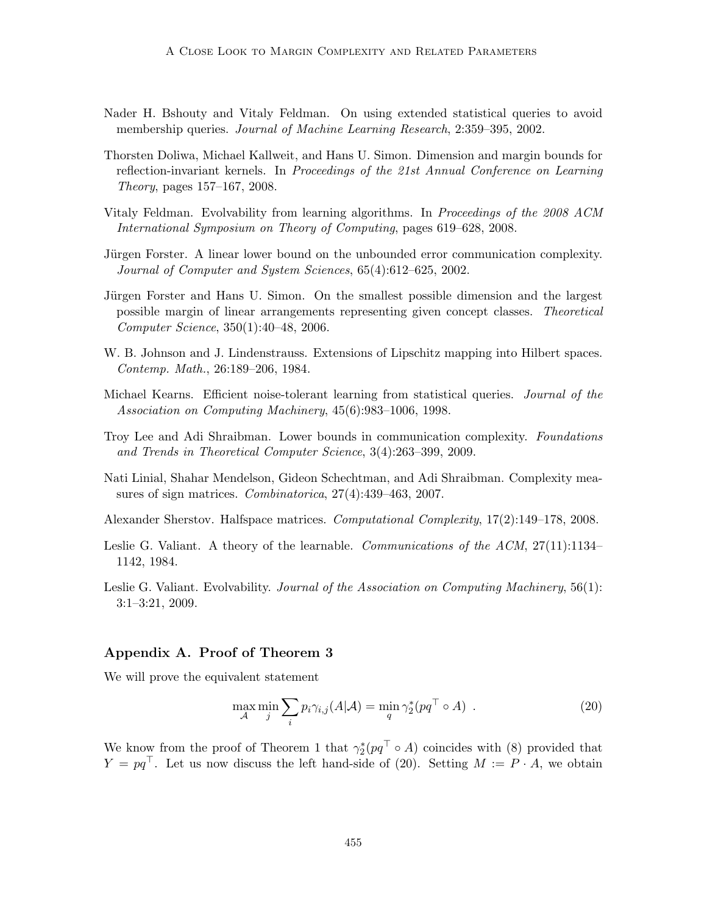Nader H. Bshouty and Vitaly Feldman. On using extended statistical queries to avoid membership queries. *Journal of Machine Learning Research*, 2:359–395, 2002.

Thorsten Doliwa, Michael Kallweit, and Hans U. Simon. Dimension and margin bounds for reflection-invariant kernels. In *Proceedings of the 21st Annual Conference on Learning Theory*, pages 157–167, 2008.

Vitaly Feldman. Evolvability from learning algorithms. In *Proceedings of the 2008 ACM International Symposium on Theory of Computing*, pages 619–628, 2008.

Jürgen Forster. A linear lower bound on the unbounded error communication complexity. *Journal of Computer and System Sciences*, 65(4):612–625, 2002.

Jürgen Forster and Hans U. Simon. On the smallest possible dimension and the largest possible margin of linear arrangements representing given concept classes. *Theoretical Computer Science*, 350(1):40–48, 2006.

W. B. Johnson and J. Lindenstrauss. Extensions of Lipschitz mapping into Hilbert spaces. *Contemp. Math.*, 26:189–206, 1984.

Michael Kearns. Efficient noise-tolerant learning from statistical queries. *Journal of the Association on Computing Machinery*, 45(6):983–1006, 1998.

Troy Lee and Adi Shraibman. Lower bounds in communication complexity. *Foundations and Trends in Theoretical Computer Science*, 3(4):263–399, 2009.

Nati Linial, Shahar Mendelson, Gideon Schechtman, and Adi Shraibman. Complexity measures of sign matrices. *Combinatorica*, 27(4):439–463, 2007.

Alexander Sherstov. Halfspace matrices. *Computational Complexity*, 17(2):149–178, 2008.

Leslie G. Valiant. A theory of the learnable. *Communications of the ACM*, 27(11):1134–1142, 1984.

Leslie G. Valiant. Evolvability. *Journal of the Association on Computing Machinery*, 56(1): 3:1–3:21, 2009.

## Appendix A. Proof of Theorem 3

We will prove the equivalent statement

$$\max_{\mathcal{A}} \min_{j} \sum_{i} p_i \gamma_{i,j}(A|\mathcal{A}) = \min_{q} \gamma_2^*(pq^\top \circ A) \ . \tag{20}$$

We know from the proof of Theorem 1 that $\gamma_2^*(pq^\top \circ A)$ coincides with (8) provided that $Y = pq^\top$. Let us now discuss the left hand-side of (20). Setting $M := P \cdot A$, we obtain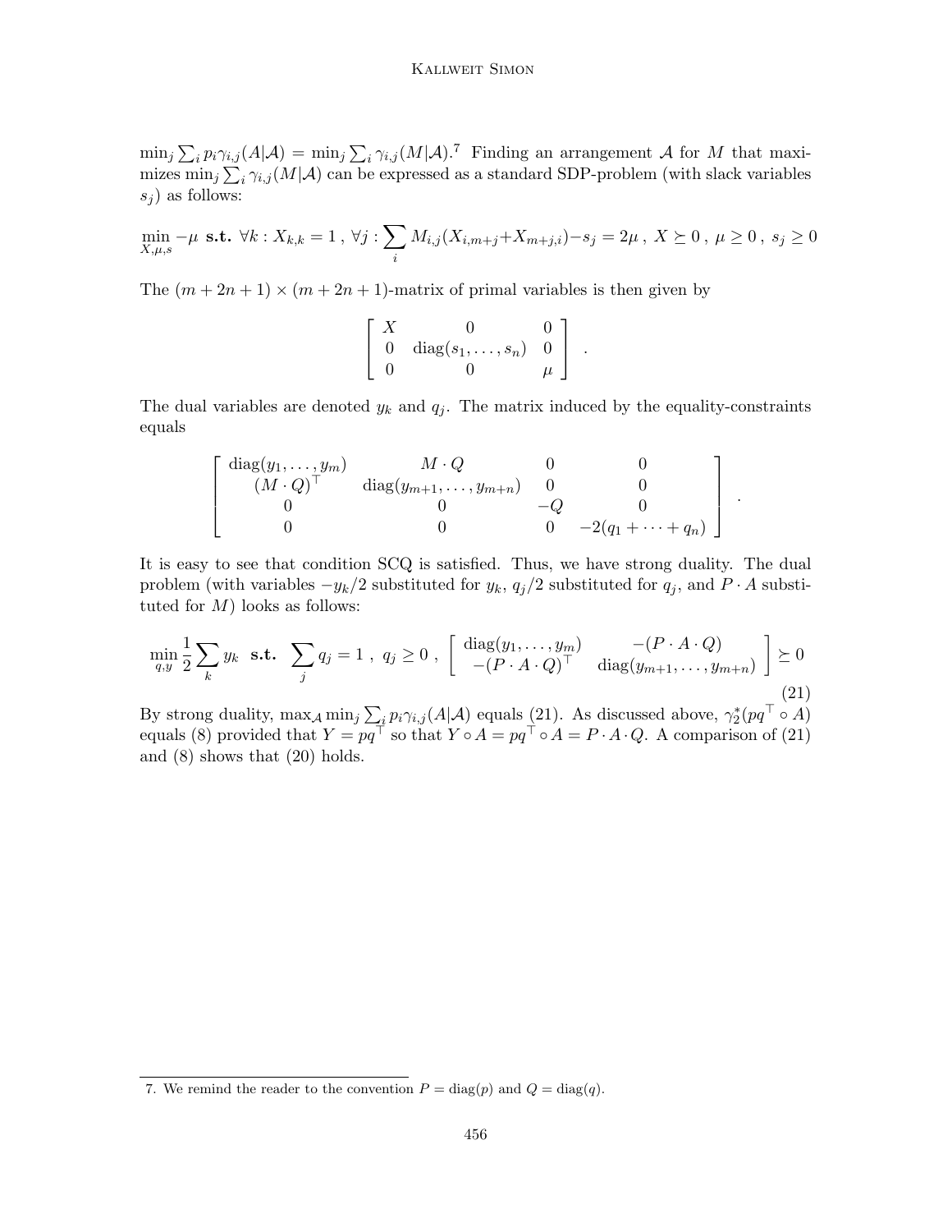$\min_j \sum_i p_i \gamma_{i,j}(A|\mathcal{A}) = \min_j \sum_i \gamma_{i,j}(M|\mathcal{A})$.[7] Finding an arrangement $\mathcal{A}$ for $M$ that maximizes $\min_j \sum_i \gamma_{i,j}(M|\mathcal{A})$ can be expressed as a standard SDP-problem (with slack variables $s_j$) as follows:

$$\min_{X,\mu,s} -\mu \ \textbf{s.t.} \ \forall k : X_{k,k} = 1 \ , \ \forall j : \sum_i M_{i,j}(X_{i,m+j} + X_{m+j,i}) - s_j = 2\mu \ , \ X \succeq 0 \ , \ \mu \geq 0 \ , \ s_j \geq 0$$

The $(m + 2n + 1) \times (m + 2n + 1)$-matrix of primal variables is then given by

$$\begin{bmatrix} X & 0 & 0 \\ 0 & \mathrm{diag}(s_1, \ldots, s_n) & 0 \\ 0 & 0 & \mu \end{bmatrix} .$$

The dual variables are denoted $y_k$ and $q_j$. The matrix induced by the equality-constraints equals

$$\begin{bmatrix} \mathrm{diag}(y_1, \ldots, y_m) & M \cdot Q & 0 & 0 \\ (M \cdot Q)^\top & \mathrm{diag}(y_{m+1}, \ldots, y_{m+n}) & 0 & 0 \\ 0 & 0 & -Q & 0 \\ 0 & 0 & 0 & -2(q_1 + \cdots + q_n) \end{bmatrix} .$$

It is easy to see that condition SCQ is satisfied. Thus, we have strong duality. The dual problem (with variables $-y_k/2$ substituted for $y_k$, $q_j/2$ substituted for $q_j$, and $P \cdot A$ substituted for $M$) looks as follows:

$$\min_{q,y} \frac{1}{2} \sum_k y_k \ \textbf{s.t.} \ \sum_j q_j = 1 \ , \ q_j \geq 0 \ , \ \begin{bmatrix} \mathrm{diag}(y_1, \ldots, y_m) & -(P \cdot A \cdot Q) \\ -(P \cdot A \cdot Q)^\top & \mathrm{diag}(y_{m+1}, \ldots, y_{m+n}) \end{bmatrix} \succeq 0 \tag{21}$$

By strong duality, $\max_{\mathcal{A}} \min_j \sum_i p_i \gamma_{i,j}(A|\mathcal{A})$ equals (21). As discussed above, $\gamma_2^*(pq^\top \circ A)$ equals (8) provided that $Y = pq^\top$ so that $Y \circ A = pq^\top \circ A = P \cdot A \cdot Q$. A comparison of (21) and (8) shows that (20) holds.

7. We remind the reader to the convention $P = \mathrm{diag}(p)$ and $Q = \mathrm{diag}(q)$.